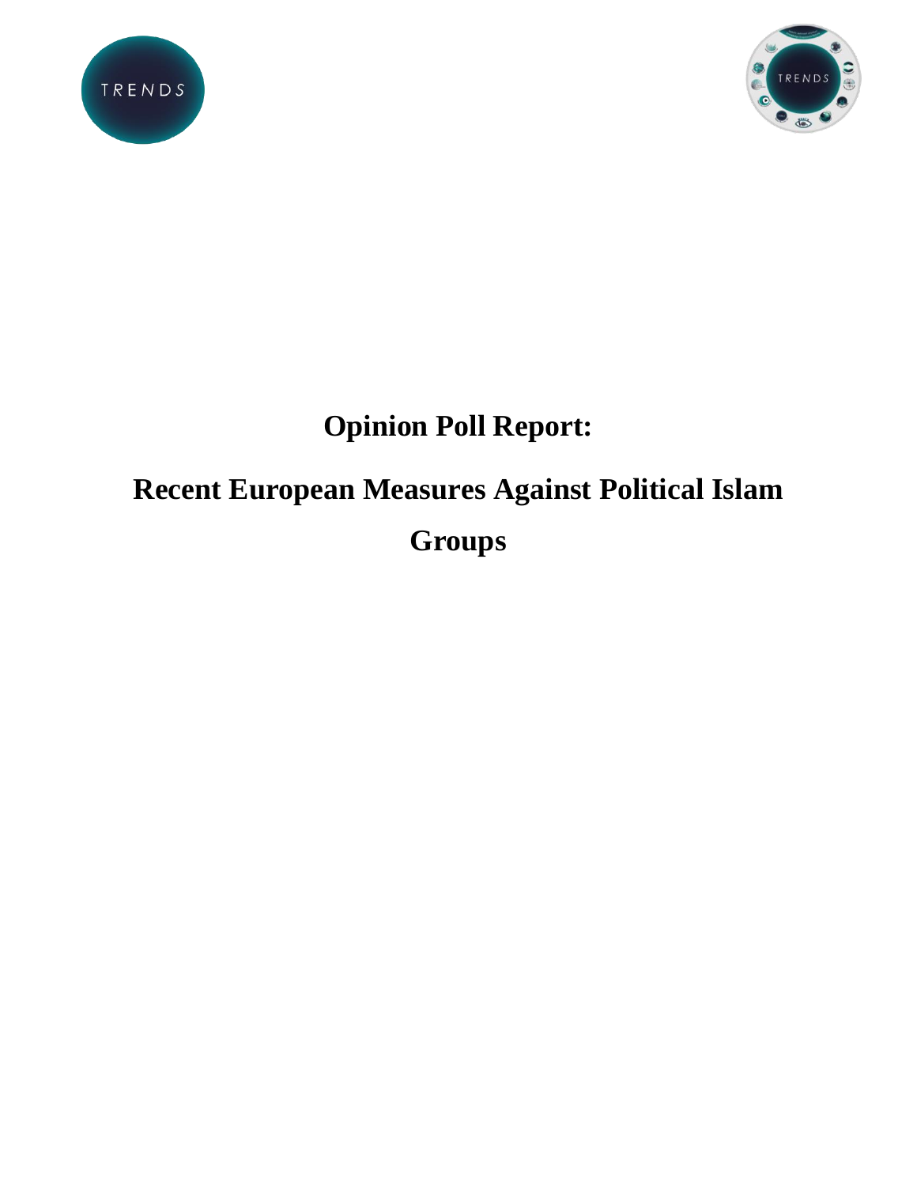# Opinion Poll Report:

# Recent European Measures Against Political Islam Groups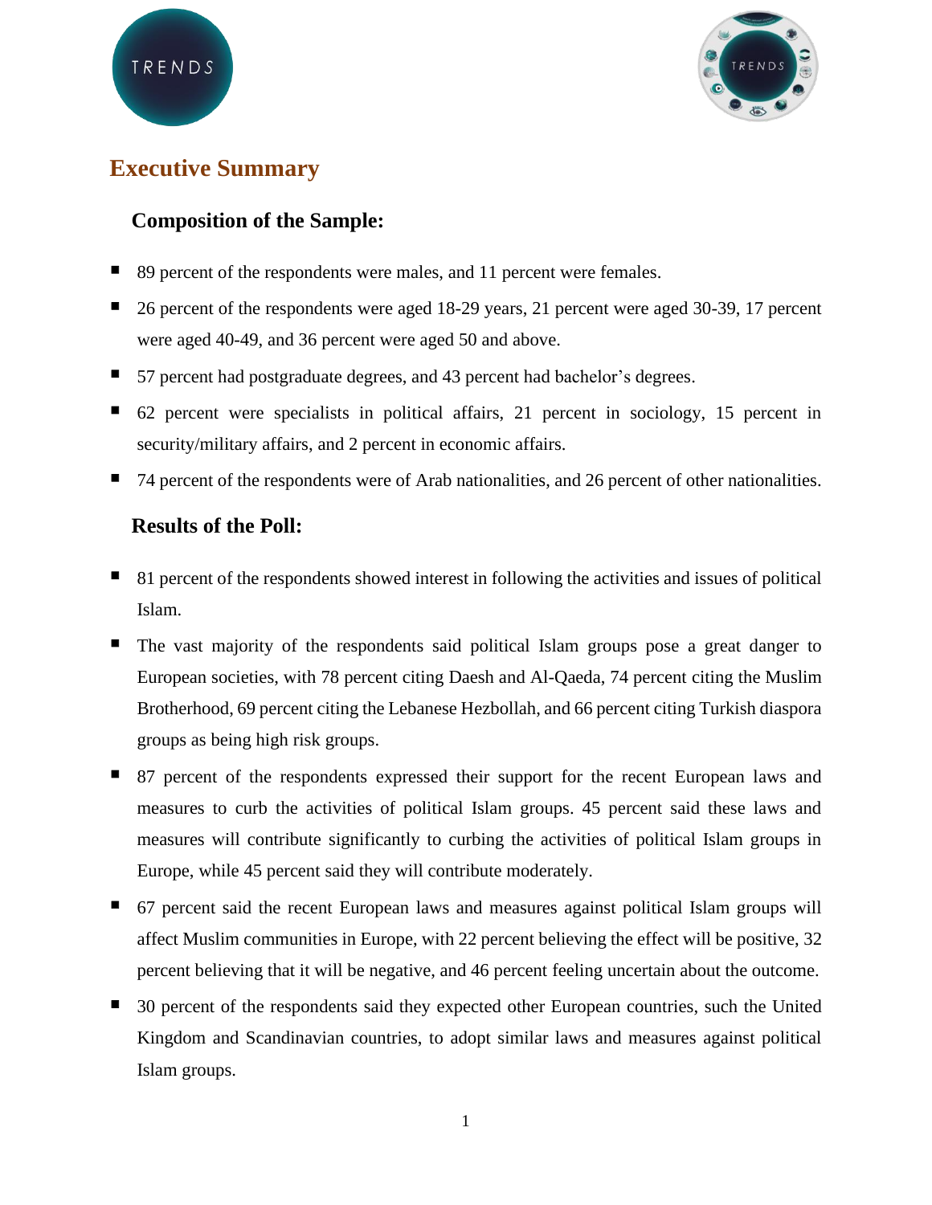## Executive Summary

### Composition of the Sample:

- 89 percent of the respondents were males, and 11 percent were females.
- 26 percent of the respondents were aged 18-29 years, 21 percent were aged 30-39, 17 percent were aged 40-49, and 36 percent were aged 50 and above.
- 57 percent had postgraduate degrees, and 43 percent had bachelor's degrees.
- 62 percent were specialists in political affairs, 21 percent in sociology, 15 percent in security/military affairs, and 2 percent in economic affairs.
- 74 percent of the respondents were of Arab nationalities, and 26 percent of other nationalities.

### Results of the Poll:

- 81 percent of the respondents showed interest in following the activities and issues of political Islam.
- The vast majority of the respondents said political Islam groups pose a great danger to European societies, with 78 percent citing Daesh and Al-Qaeda, 74 percent citing the Muslim Brotherhood, 69 percent citing the Lebanese Hezbollah, and 66 percent citing Turkish diaspora groups as being high risk groups.
- 87 percent of the respondents expressed their support for the recent European laws and measures to curb the activities of political Islam groups. 45 percent said these laws and measures will contribute significantly to curbing the activities of political Islam groups in Europe, while 45 percent said they will contribute moderately.
- 67 percent said the recent European laws and measures against political Islam groups will affect Muslim communities in Europe, with 22 percent believing the effect will be positive, 32 percent believing that it will be negative, and 46 percent feeling uncertain about the outcome.
- 30 percent of the respondents said they expected other European countries, such the United Kingdom and Scandinavian countries, to adopt similar laws and measures against political Islam groups.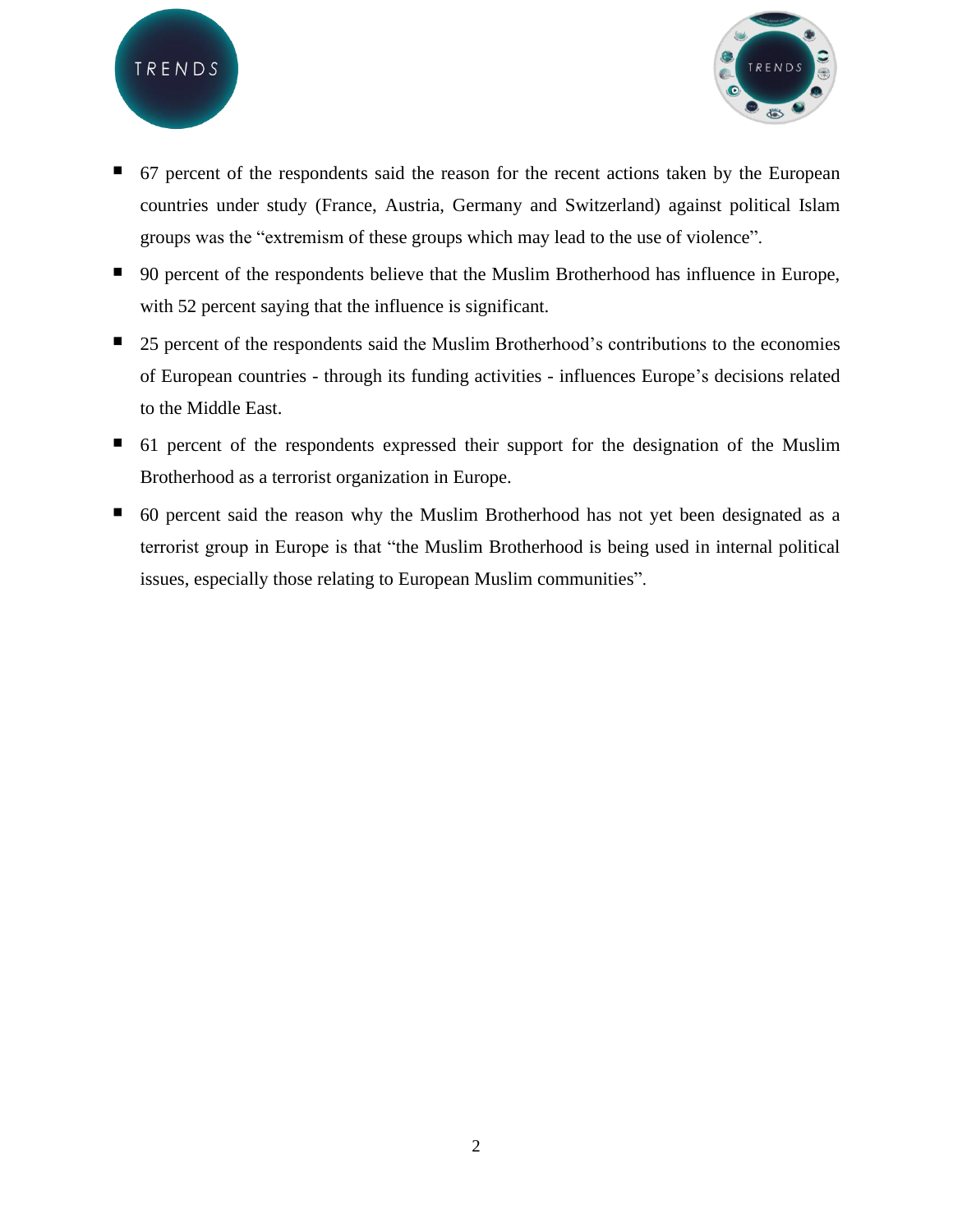- 67 percent of the respondents said the reason for the recent actions taken by the European countries under study (France, Austria, Germany and Switzerland) against political Islam groups was the "extremism of these groups which may lead to the use of violence".
- 90 percent of the respondents believe that the Muslim Brotherhood has influence in Europe, with 52 percent saying that the influence is significant.
- 25 percent of the respondents said the Muslim Brotherhood's contributions to the economies of European countries - through its funding activities - influences Europe's decisions related to the Middle East.
- 61 percent of the respondents expressed their support for the designation of the Muslim Brotherhood as a terrorist organization in Europe.
- 60 percent said the reason why the Muslim Brotherhood has not yet been designated as a terrorist group in Europe is that "the Muslim Brotherhood is being used in internal political issues, especially those relating to European Muslim communities".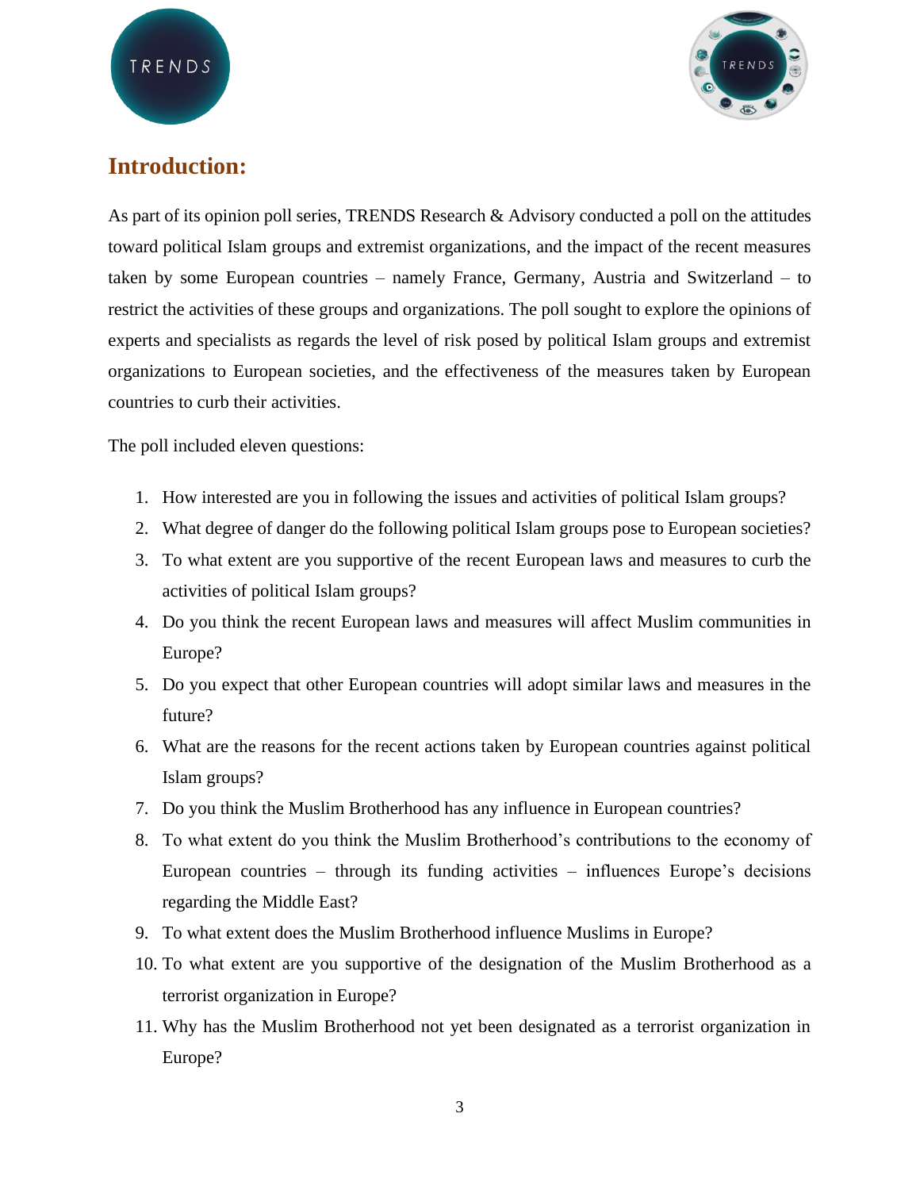## Introduction:

As part of its opinion poll series, TRENDS Research & Advisory conducted a poll on the attitudes toward political Islam groups and extremist organizations, and the impact of the recent measures taken by some European countries – namely France, Germany, Austria and Switzerland – to restrict the activities of these groups and organizations. The poll sought to explore the opinions of experts and specialists as regards the level of risk posed by political Islam groups and extremist organizations to European societies, and the effectiveness of the measures taken by European countries to curb their activities.

The poll included eleven questions:

1. How interested are you in following the issues and activities of political Islam groups?
2. What degree of danger do the following political Islam groups pose to European societies?
3. To what extent are you supportive of the recent European laws and measures to curb the activities of political Islam groups?
4. Do you think the recent European laws and measures will affect Muslim communities in Europe?
5. Do you expect that other European countries will adopt similar laws and measures in the future?
6. What are the reasons for the recent actions taken by European countries against political Islam groups?
7. Do you think the Muslim Brotherhood has any influence in European countries?
8. To what extent do you think the Muslim Brotherhood's contributions to the economy of European countries – through its funding activities – influences Europe's decisions regarding the Middle East?
9. To what extent does the Muslim Brotherhood influence Muslims in Europe?
10. To what extent are you supportive of the designation of the Muslim Brotherhood as a terrorist organization in Europe?
11. Why has the Muslim Brotherhood not yet been designated as a terrorist organization in Europe?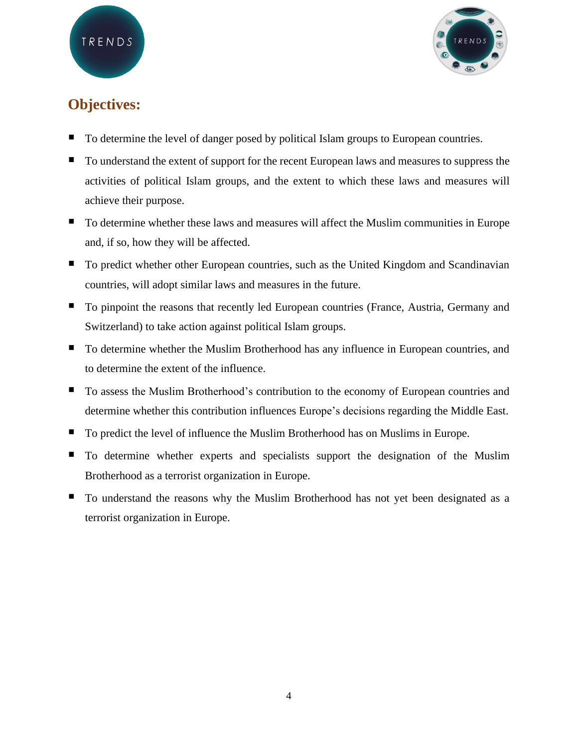## Objectives:

- To determine the level of danger posed by political Islam groups to European countries.
- To understand the extent of support for the recent European laws and measures to suppress the activities of political Islam groups, and the extent to which these laws and measures will achieve their purpose.
- To determine whether these laws and measures will affect the Muslim communities in Europe and, if so, how they will be affected.
- To predict whether other European countries, such as the United Kingdom and Scandinavian countries, will adopt similar laws and measures in the future.
- To pinpoint the reasons that recently led European countries (France, Austria, Germany and Switzerland) to take action against political Islam groups.
- To determine whether the Muslim Brotherhood has any influence in European countries, and to determine the extent of the influence.
- To assess the Muslim Brotherhood's contribution to the economy of European countries and determine whether this contribution influences Europe's decisions regarding the Middle East.
- To predict the level of influence the Muslim Brotherhood has on Muslims in Europe.
- To determine whether experts and specialists support the designation of the Muslim Brotherhood as a terrorist organization in Europe.
- To understand the reasons why the Muslim Brotherhood has not yet been designated as a terrorist organization in Europe.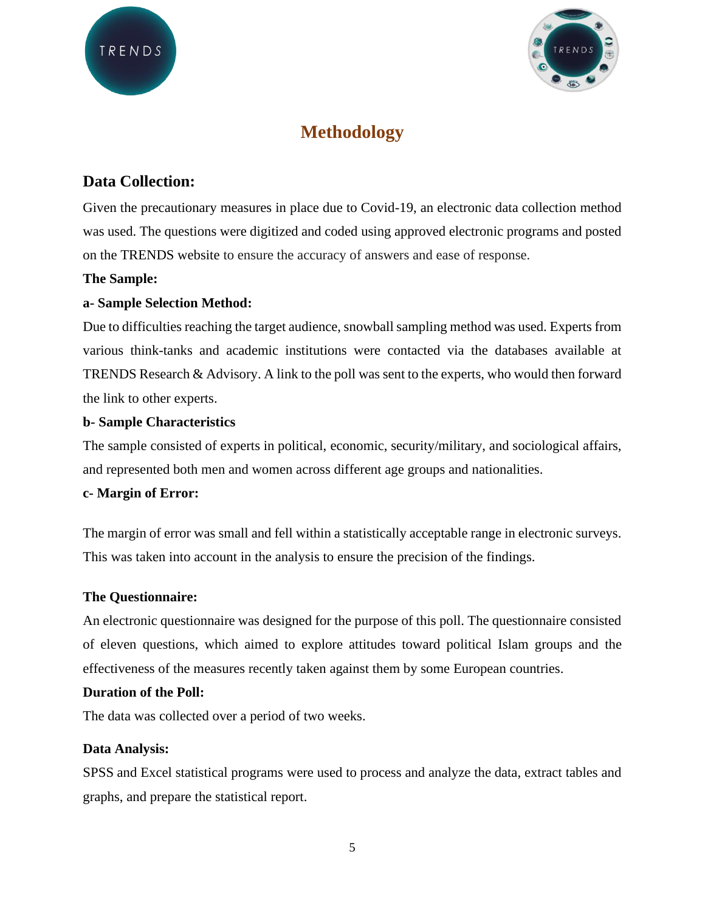# Methodology

## Data Collection:

Given the precautionary measures in place due to Covid-19, an electronic data collection method was used. The questions were digitized and coded using approved electronic programs and posted on the TRENDS website to ensure the accuracy of answers and ease of response.

**The Sample:**

**a- Sample Selection Method:**

Due to difficulties reaching the target audience, snowball sampling method was used. Experts from various think-tanks and academic institutions were contacted via the databases available at TRENDS Research & Advisory. A link to the poll was sent to the experts, who would then forward the link to other experts.

**b- Sample Characteristics**

The sample consisted of experts in political, economic, security/military, and sociological affairs, and represented both men and women across different age groups and nationalities.

**c- Margin of Error:**

The margin of error was small and fell within a statistically acceptable range in electronic surveys. This was taken into account in the analysis to ensure the precision of the findings.

**The Questionnaire:**

An electronic questionnaire was designed for the purpose of this poll. The questionnaire consisted of eleven questions, which aimed to explore attitudes toward political Islam groups and the effectiveness of the measures recently taken against them by some European countries.

**Duration of the Poll:**

The data was collected over a period of two weeks.

**Data Analysis:**

SPSS and Excel statistical programs were used to process and analyze the data, extract tables and graphs, and prepare the statistical report.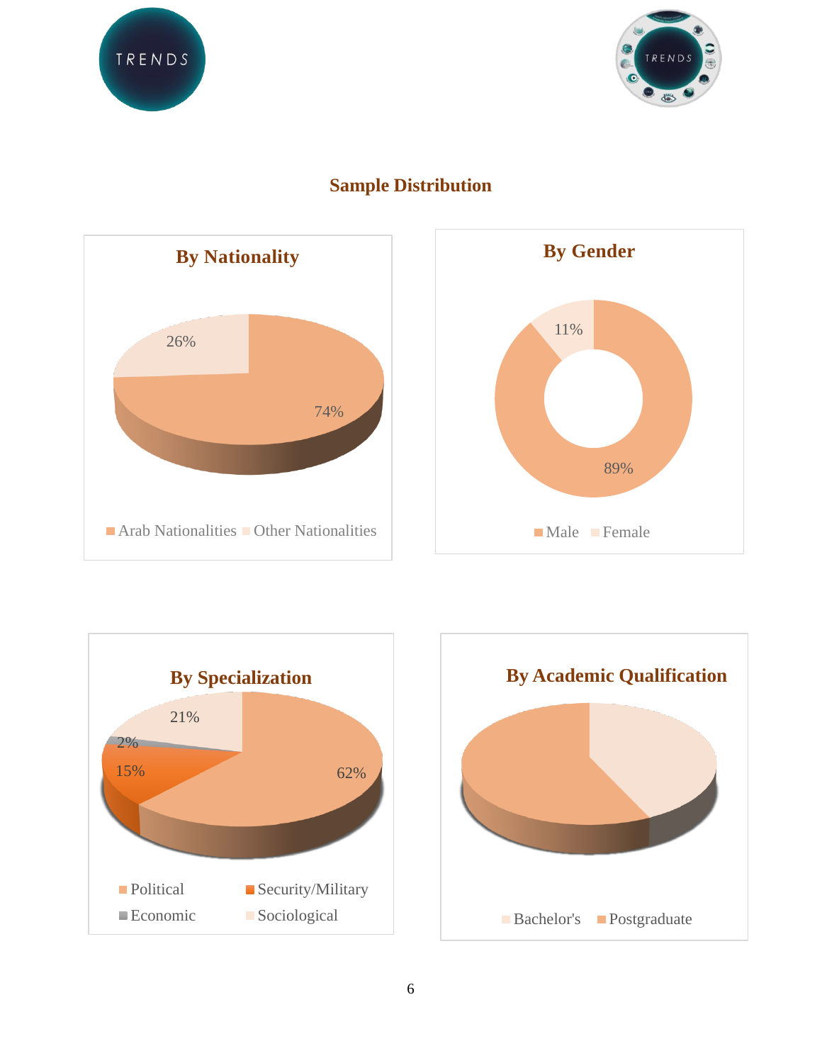## Sample Distribution

### By Nationality

26%

74%

Arab Nationalities | Other Nationalities

### By Gender

11%

89%

Male | Female

### By Specialization

21%

2%

15%

62%

Political | Security/Military | Economic | Sociological

### By Academic Qualification

Bachelor's | Postgraduate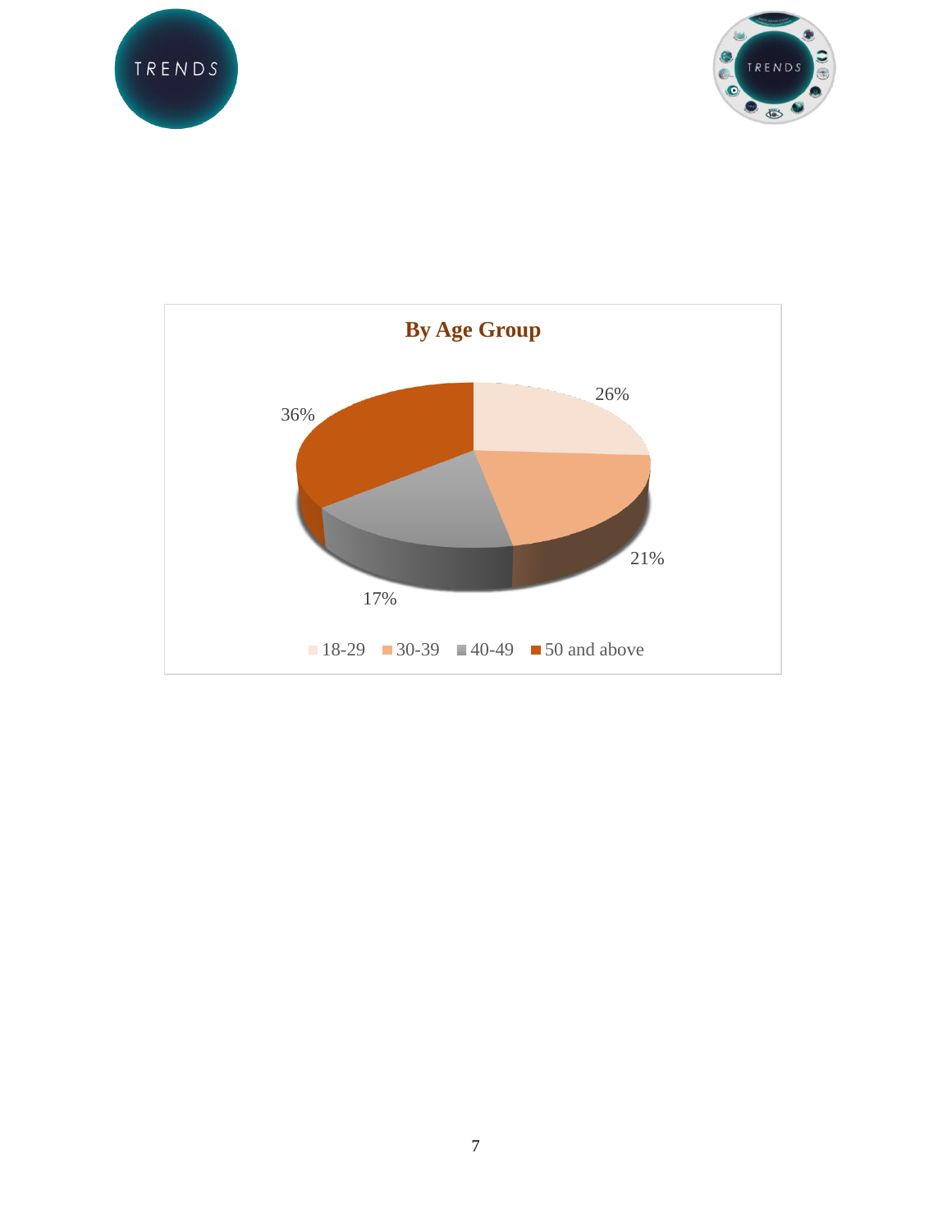**By Age Group**

| Age Group | Percentage |
|---|---|
| 18-29 | 26% |
| 30-39 | 21% |
| 40-49 | 17% |
| 50 and above | 36% |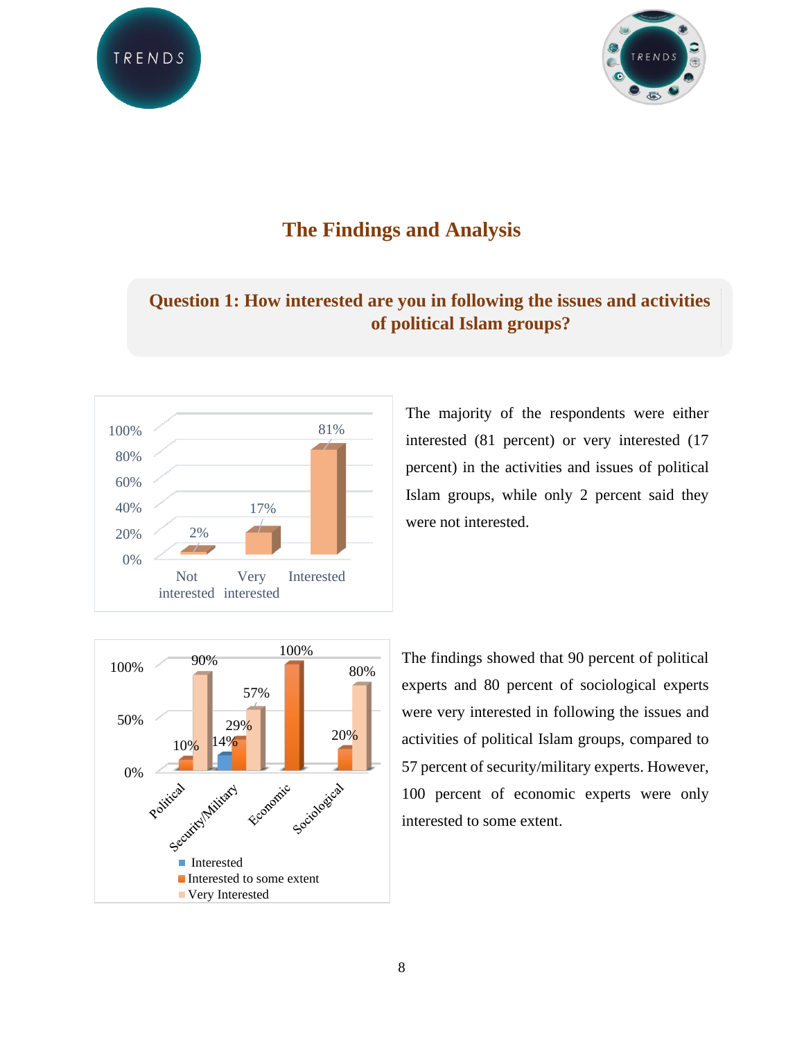## The Findings and Analysis

### Question 1: How interested are you in following the issues and activities of political Islam groups?

| | Not interested | Very interested | Interested |
|---|---|---|---|
| | 2% | 17% | 81% |

The majority of the respondents were either interested (81 percent) or very interested (17 percent) in the activities and issues of political Islam groups, while only 2 percent said they were not interested.

| | Political | Security/Military | Economic | Sociological |
|---|---|---|---|---|
| Interested | | 14% | | |
| Interested to some extent | 10% | 29% | 100% | 20% |
| Very Interested | 90% | 57% | | 80% |

The findings showed that 90 percent of political experts and 80 percent of sociological experts were very interested in following the issues and activities of political Islam groups, compared to 57 percent of security/military experts. However, 100 percent of economic experts were only interested to some extent.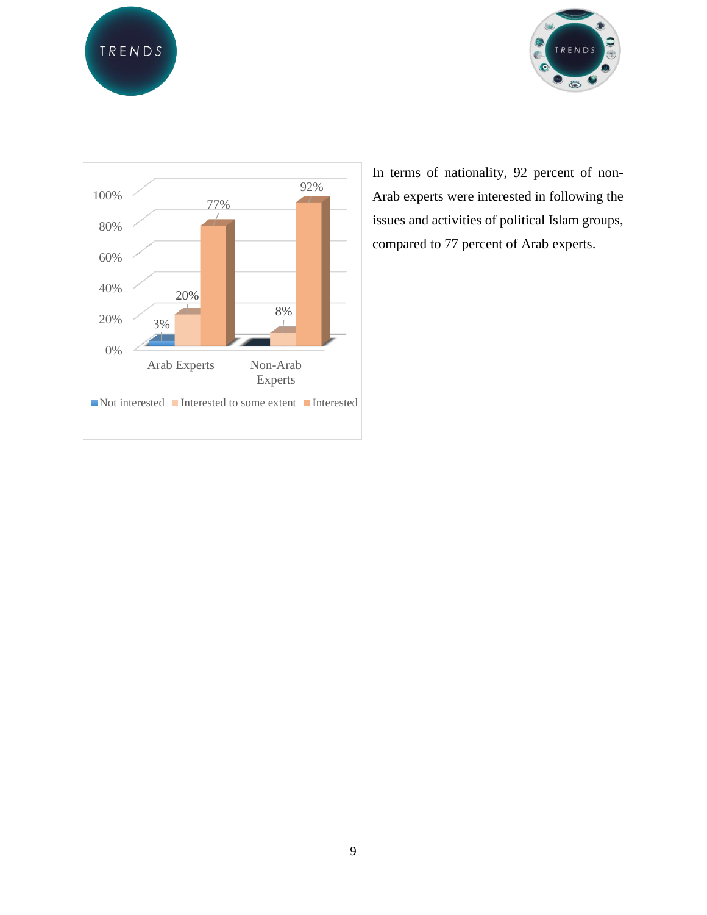| | Not interested | Interested to some extent | Interested |
|---|---|---|---|
| Arab Experts | 3% | 20% | 77% |
| Non-Arab Experts | | 8% | 92% |

In terms of nationality, 92 percent of non-Arab experts were interested in following the issues and activities of political Islam groups, compared to 77 percent of Arab experts.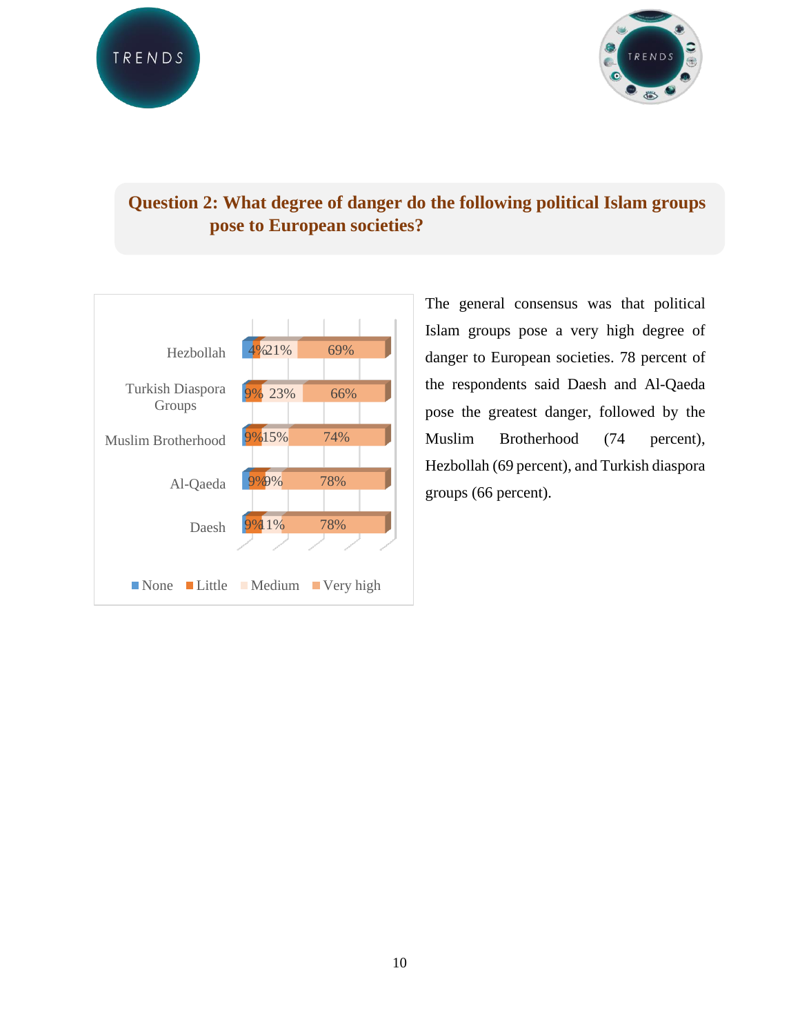## Question 2: What degree of danger do the following political Islam groups pose to European societies?

| | None | Little | Medium | Very high |
|---|---|---|---|---|
| Hezbollah | | 4% | 21% | 69% |
| Turkish Diaspora Groups | | 9% | 23% | 66% |
| Muslim Brotherhood | | 9% | 15% | 74% |
| Al-Qaeda | | 9% | 9% | 78% |
| Daesh | | 9% | 11% | 78% |

The general consensus was that political Islam groups pose a very high degree of danger to European societies. 78 percent of the respondents said Daesh and Al-Qaeda pose the greatest danger, followed by the Muslim Brotherhood (74 percent), Hezbollah (69 percent), and Turkish diaspora groups (66 percent).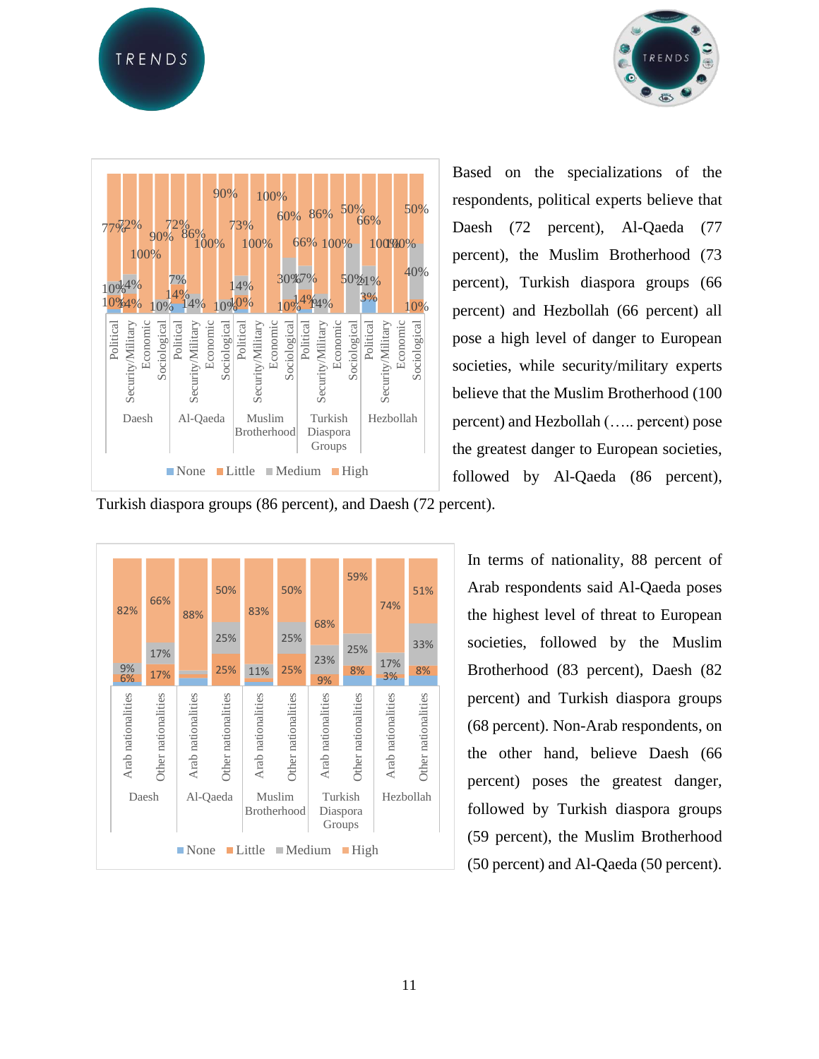Based on the specializations of the respondents, political experts believe that Daesh (72 percent), Al-Qaeda (77 percent), the Muslim Brotherhood (73 percent), Turkish diaspora groups (66 percent) and Hezbollah (66 percent) all pose a high level of danger to European societies, while security/military experts believe that the Muslim Brotherhood (100 percent) and Hezbollah (….. percent) pose the greatest danger to European societies, followed by Al-Qaeda (86 percent), Turkish diaspora groups (86 percent), and Daesh (72 percent).

In terms of nationality, 88 percent of Arab respondents said Al-Qaeda poses the highest level of threat to European societies, followed by the Muslim Brotherhood (83 percent), Daesh (82 percent) and Turkish diaspora groups (68 percent). Non-Arab respondents, on the other hand, believe Daesh (66 percent) poses the greatest danger, followed by Turkish diaspora groups (59 percent), the Muslim Brotherhood (50 percent) and Al-Qaeda (50 percent).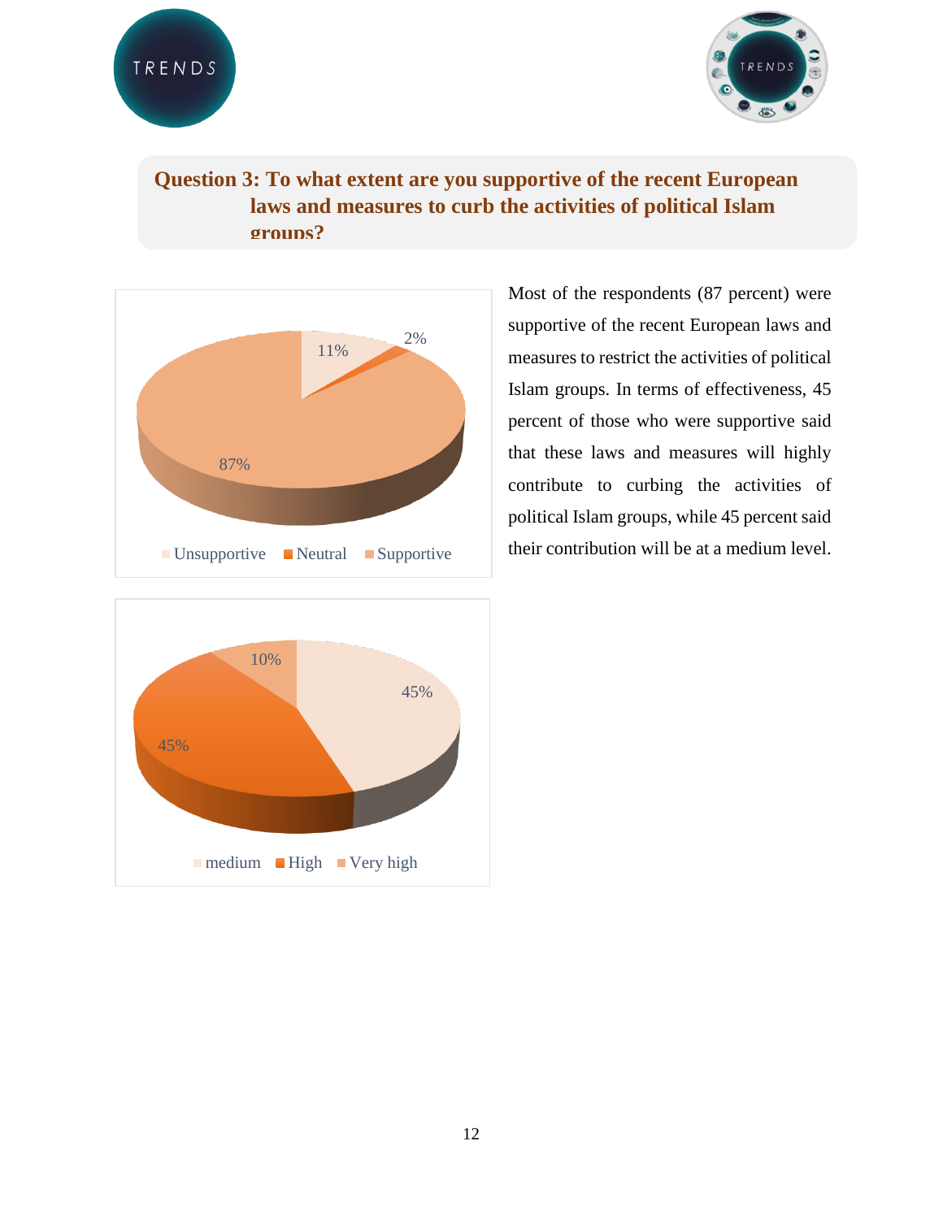## Question 3: To what extent are you supportive of the recent European laws and measures to curb the activities of political Islam groups?

Unsupportive 11% | Neutral 2% | Supportive 87%

medium 45% | High 45% | Very high 10%

Most of the respondents (87 percent) were supportive of the recent European laws and measures to restrict the activities of political Islam groups. In terms of effectiveness, 45 percent of those who were supportive said that these laws and measures will highly contribute to curbing the activities of political Islam groups, while 45 percent said their contribution will be at a medium level.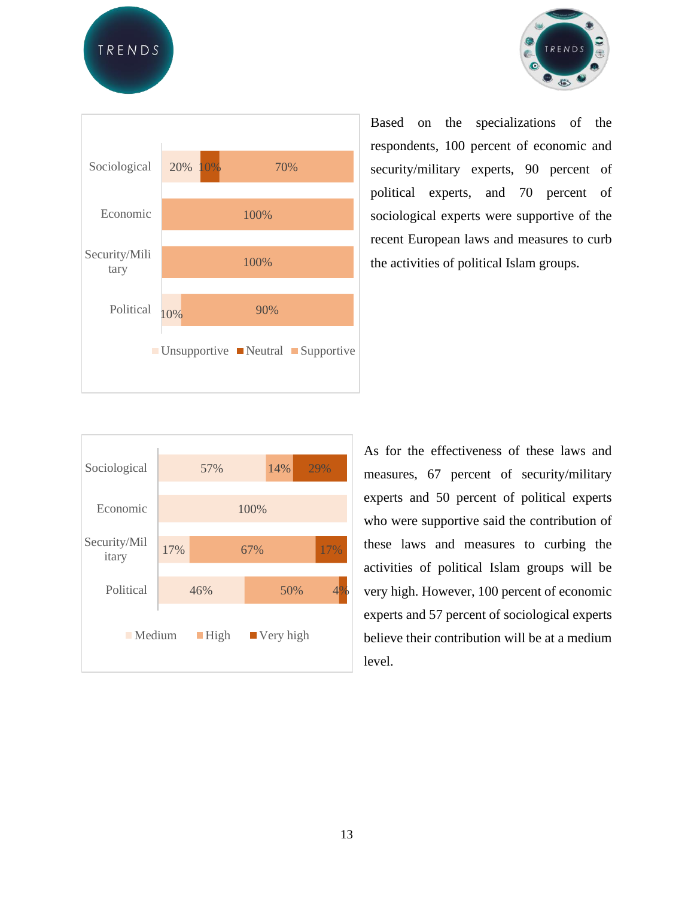| | Unsupportive | Neutral | Supportive |
|---|---|---|---|
| Sociological | 20% | 10% | 70% |
| Economic | | | 100% |
| Security/Military | | | 100% |
| Political | 10% | | 90% |

Based on the specializations of the respondents, 100 percent of economic and security/military experts, 90 percent of political experts, and 70 percent of sociological experts were supportive of the recent European laws and measures to curb the activities of political Islam groups.

| | Medium | High | Very high |
|---|---|---|---|
| Sociological | 57% | 14% | 29% |
| Economic | 100% | | |
| Security/Military | 17% | 67% | 17% |
| Political | 46% | 50% | 4% |

As for the effectiveness of these laws and measures, 67 percent of security/military experts and 50 percent of political experts who were supportive said the contribution of these laws and measures to curbing the activities of political Islam groups will be very high. However, 100 percent of economic experts and 57 percent of sociological experts believe their contribution will be at a medium level.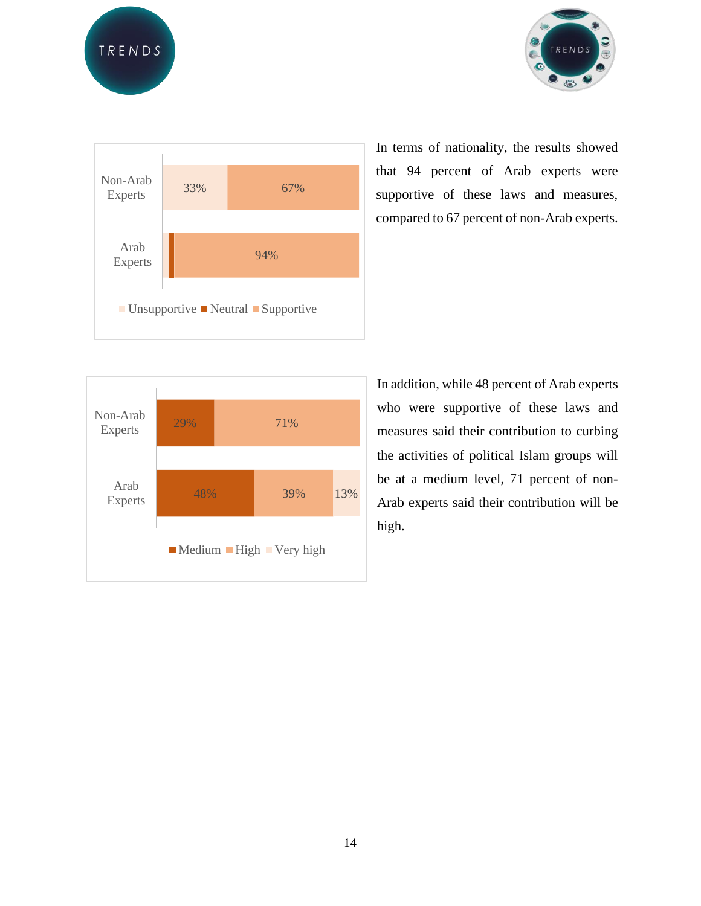| | Unsupportive | Neutral | Supportive |
|---|---|---|---|
| Non-Arab Experts | 33% | | 67% |
| Arab Experts | | | 94% |

In terms of nationality, the results showed that 94 percent of Arab experts were supportive of these laws and measures, compared to 67 percent of non-Arab experts.

| | Medium | High | Very high |
|---|---|---|---|
| Non-Arab Experts | 29% | 71% | |
| Arab Experts | 48% | 39% | 13% |

In addition, while 48 percent of Arab experts who were supportive of these laws and measures said their contribution to curbing the activities of political Islam groups will be at a medium level, 71 percent of non-Arab experts said their contribution will be high.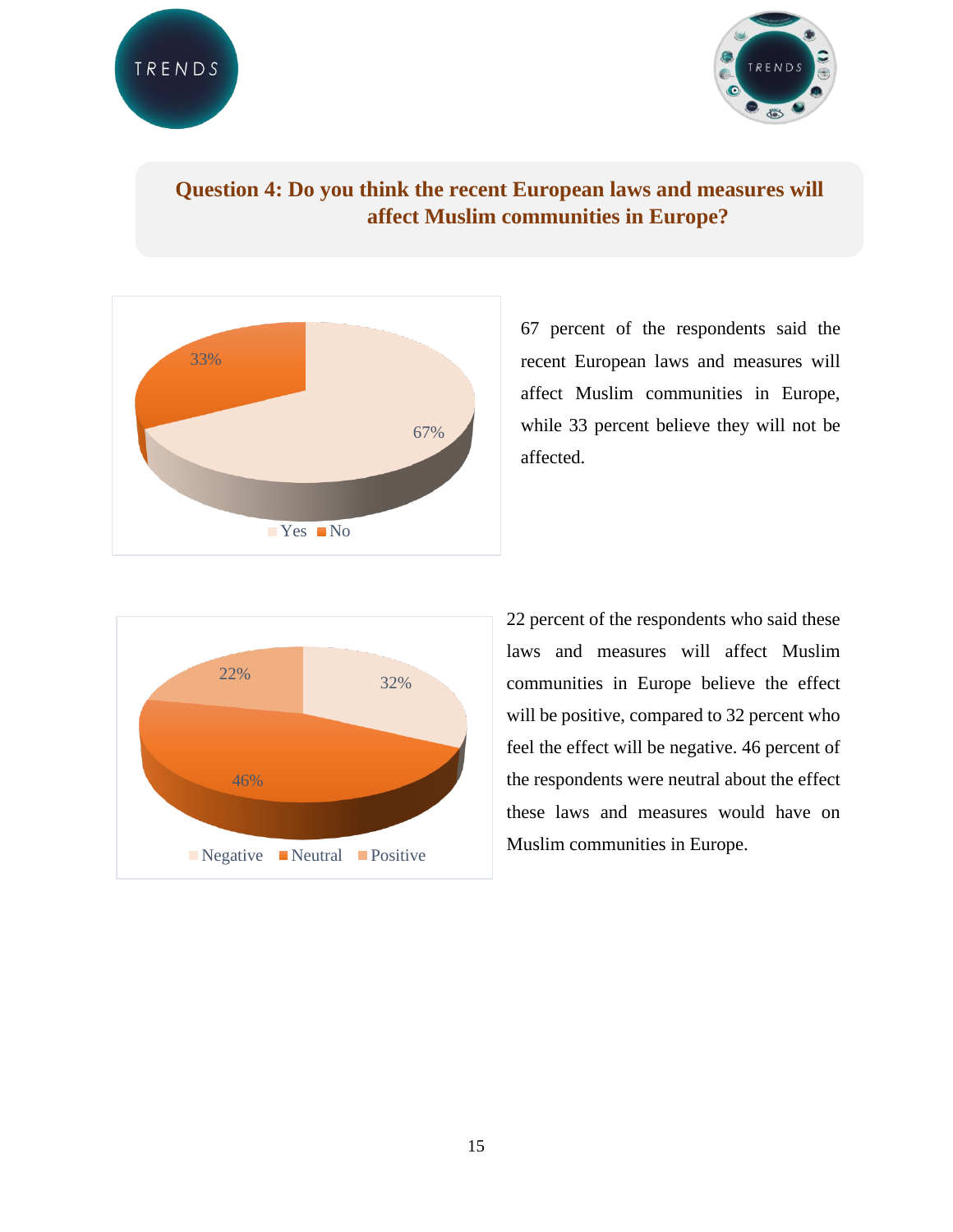**Question 4: Do you think the recent European laws and measures will affect Muslim communities in Europe?**

67 percent of the respondents said the recent European laws and measures will affect Muslim communities in Europe, while 33 percent believe they will not be affected.

22 percent of the respondents who said these laws and measures will affect Muslim communities in Europe believe the effect will be positive, compared to 32 percent who feel the effect will be negative. 46 percent of the respondents were neutral about the effect these laws and measures would have on Muslim communities in Europe.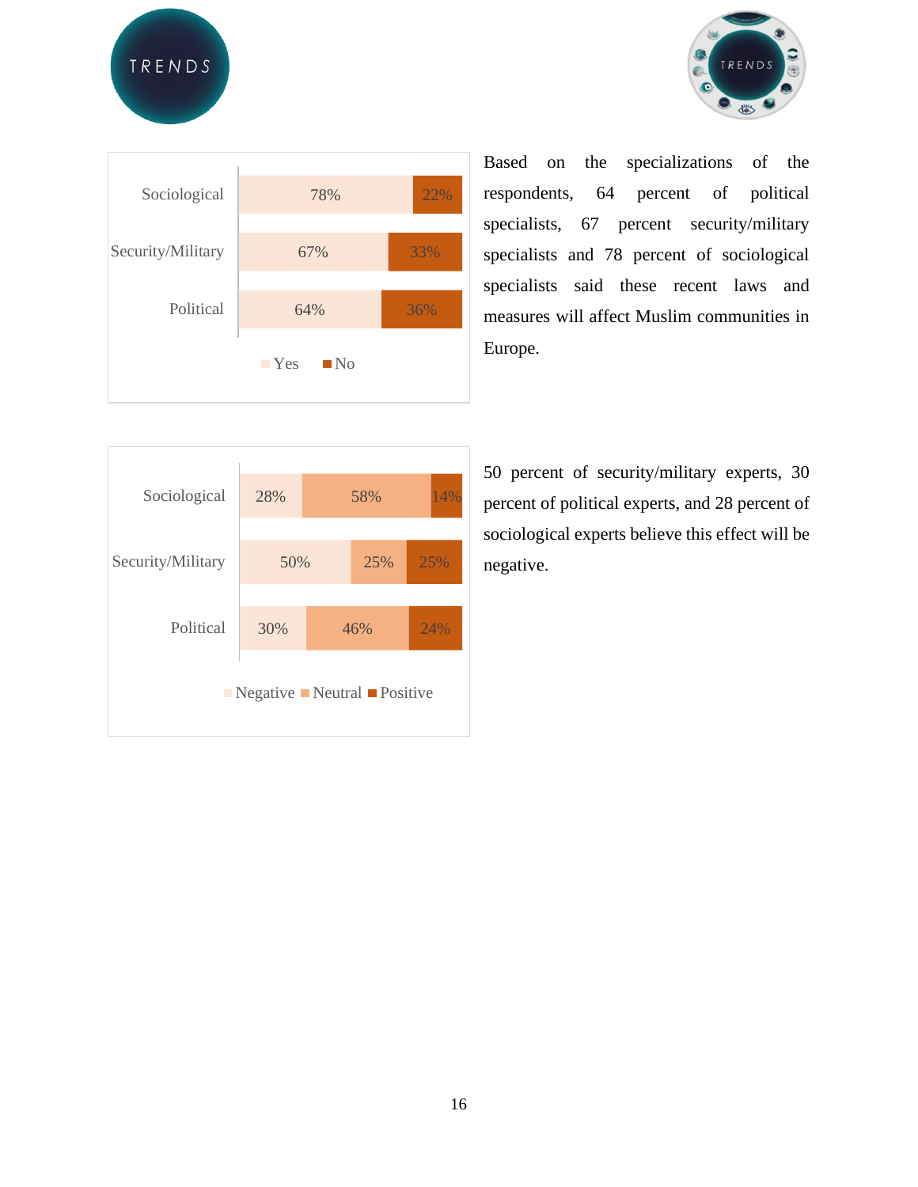| | Yes | No |
| --- | --- | --- |
| Sociological | 78% | 22% |
| Security/Military | 67% | 33% |
| Political | 64% | 36% |

Based on the specializations of the respondents, 64 percent of political specialists, 67 percent security/military specialists and 78 percent of sociological specialists said these recent laws and measures will affect Muslim communities in Europe.

| | Negative | Neutral | Positive |
| --- | --- | --- | --- |
| Sociological | 28% | 58% | 14% |
| Security/Military | 50% | 25% | 25% |
| Political | 30% | 46% | 24% |

50 percent of security/military experts, 30 percent of political experts, and 28 percent of sociological experts believe this effect will be negative.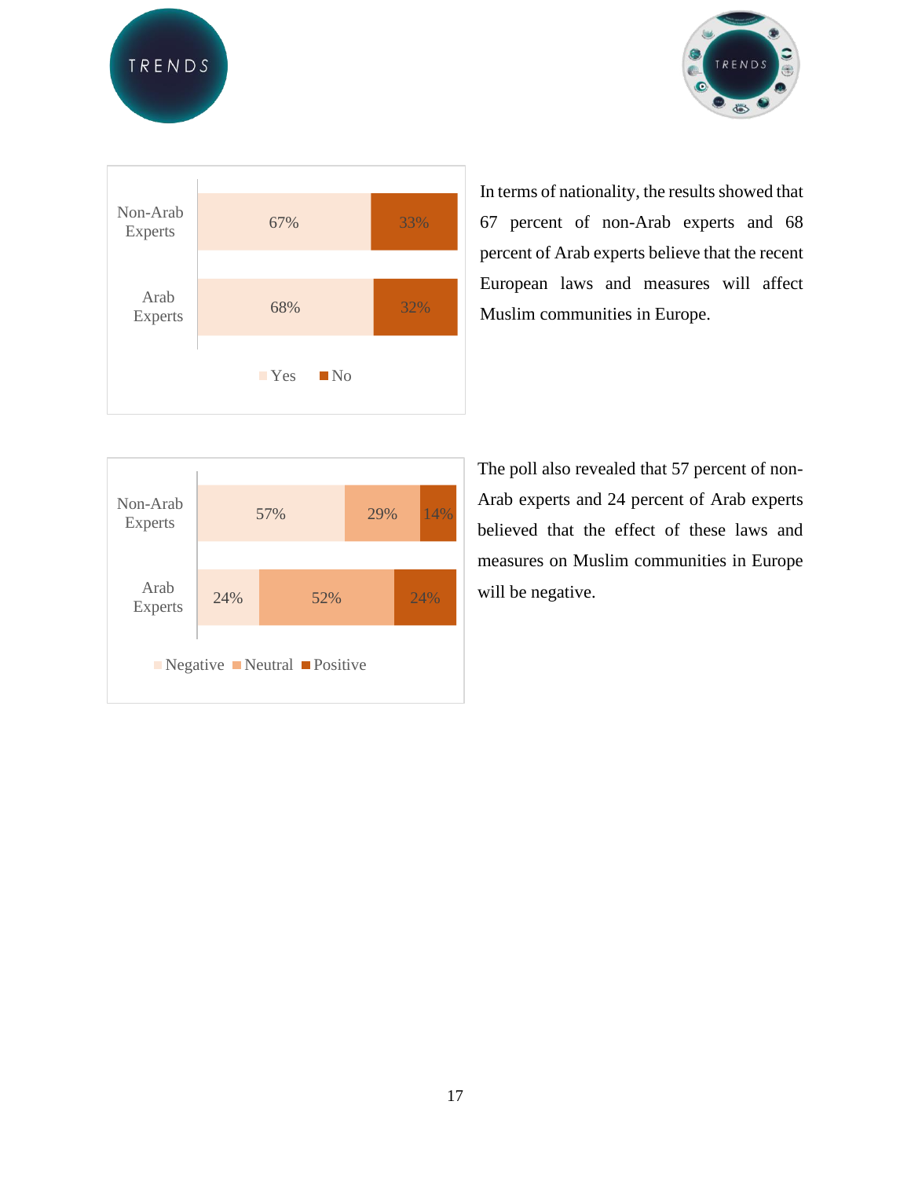| | Yes | No |
|---|---|---|
| Non-Arab Experts | 67% | 33% |
| Arab Experts | 68% | 32% |

In terms of nationality, the results showed that 67 percent of non-Arab experts and 68 percent of Arab experts believe that the recent European laws and measures will affect Muslim communities in Europe.

| | Negative | Neutral | Positive |
|---|---|---|---|
| Non-Arab Experts | 57% | 29% | 14% |
| Arab Experts | 24% | 52% | 24% |

The poll also revealed that 57 percent of non-Arab experts and 24 percent of Arab experts believed that the effect of these laws and measures on Muslim communities in Europe will be negative.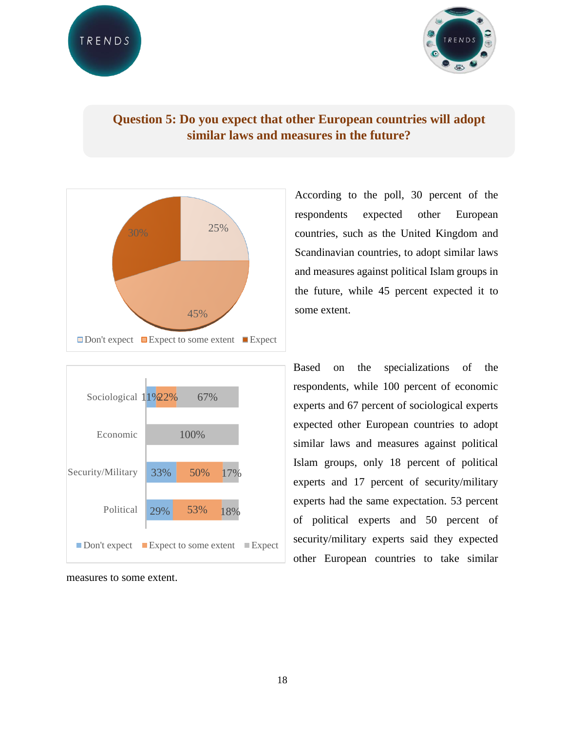## Question 5: Do you expect that other European countries will adopt similar laws and measures in the future?

| | Percentage |
|---|---|
| Don't expect | 25% |
| Expect to some extent | 45% |
| Expect | 30% |

According to the poll, 30 percent of the respondents expected other European countries, such as the United Kingdom and Scandinavian countries, to adopt similar laws and measures against political Islam groups in the future, while 45 percent expected it to some extent.

| | Don't expect | Expect to some extent | Expect |
|---|---|---|---|
| Sociological | 11% | 22% | 67% |
| Economic | | | 100% |
| Security/Military | 33% | 50% | 17% |
| Political | 29% | 53% | 18% |

Based on the specializations of the respondents, while 100 percent of economic experts and 67 percent of sociological experts expected other European countries to adopt similar laws and measures against political Islam groups, only 18 percent of political experts and 17 percent of security/military experts had the same expectation. 53 percent of political experts and 50 percent of security/military experts said they expected other European countries to take similar measures to some extent.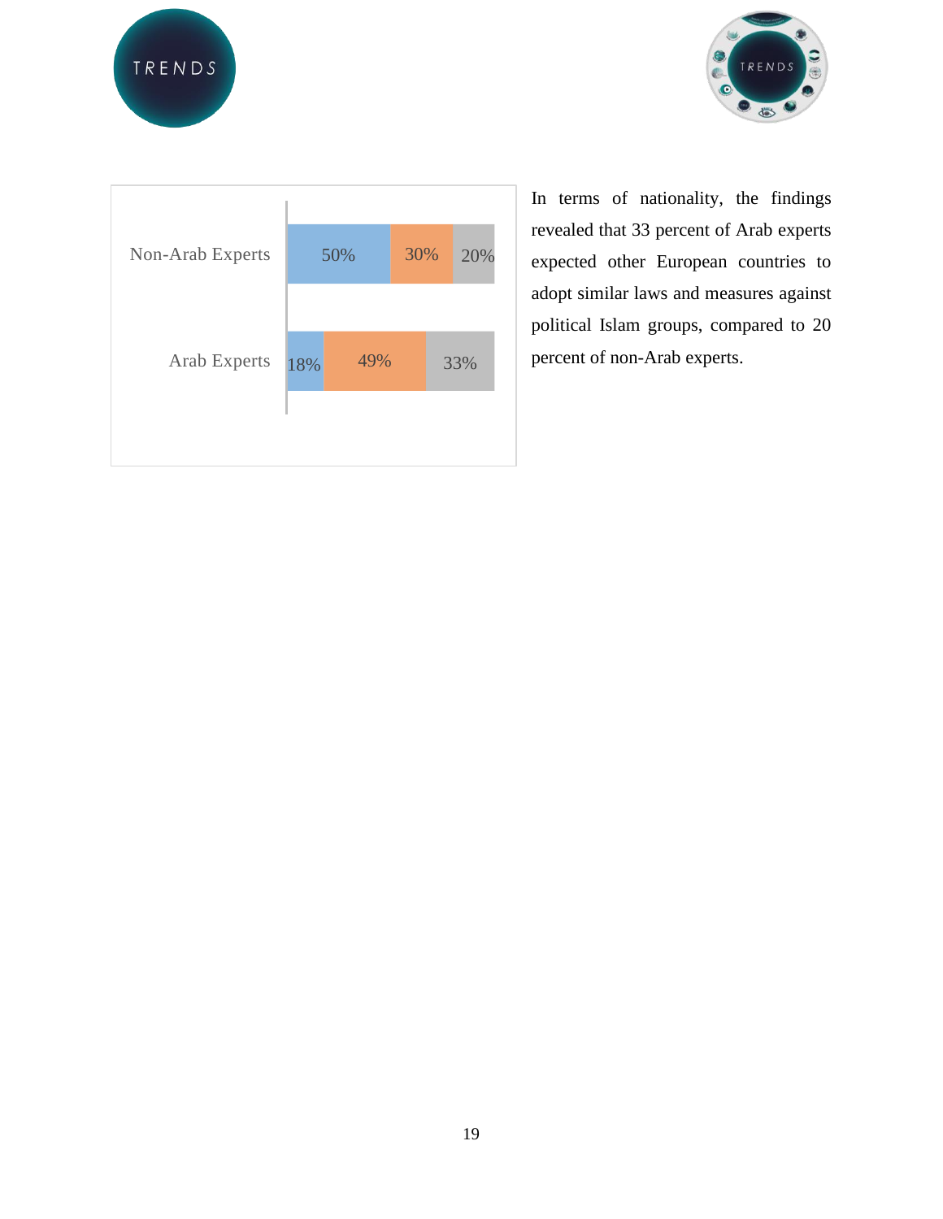| | | | |
|---|---|---|---|
| Non-Arab Experts | 50% | 30% | 20% |
| Arab Experts | 18% | 49% | 33% |

In terms of nationality, the findings revealed that 33 percent of Arab experts expected other European countries to adopt similar laws and measures against political Islam groups, compared to 20 percent of non-Arab experts.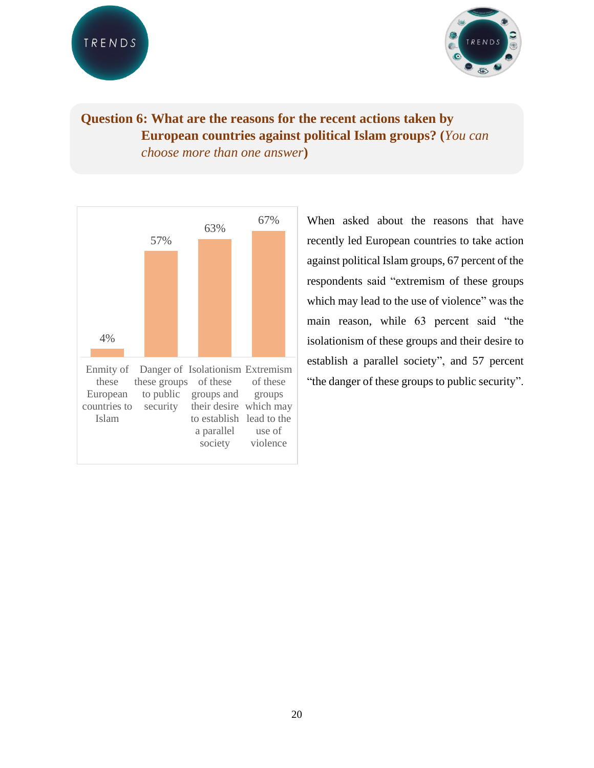**Question 6: What are the reasons for the recent actions taken by European countries against political Islam groups? (*You can choose more than one answer*)**

| Reason | Percentage |
|---|---|
| Enmity of these European countries to Islam | 4% |
| Danger of these groups to public security | 57% |
| Isolationism of these groups and their desire to establish a parallel society | 63% |
| Extremism of these groups which may lead to the use of violence | 67% |

When asked about the reasons that have recently led European countries to take action against political Islam groups, 67 percent of the respondents said "extremism of these groups which may lead to the use of violence" was the main reason, while 63 percent said "the isolationism of these groups and their desire to establish a parallel society", and 57 percent "the danger of these groups to public security".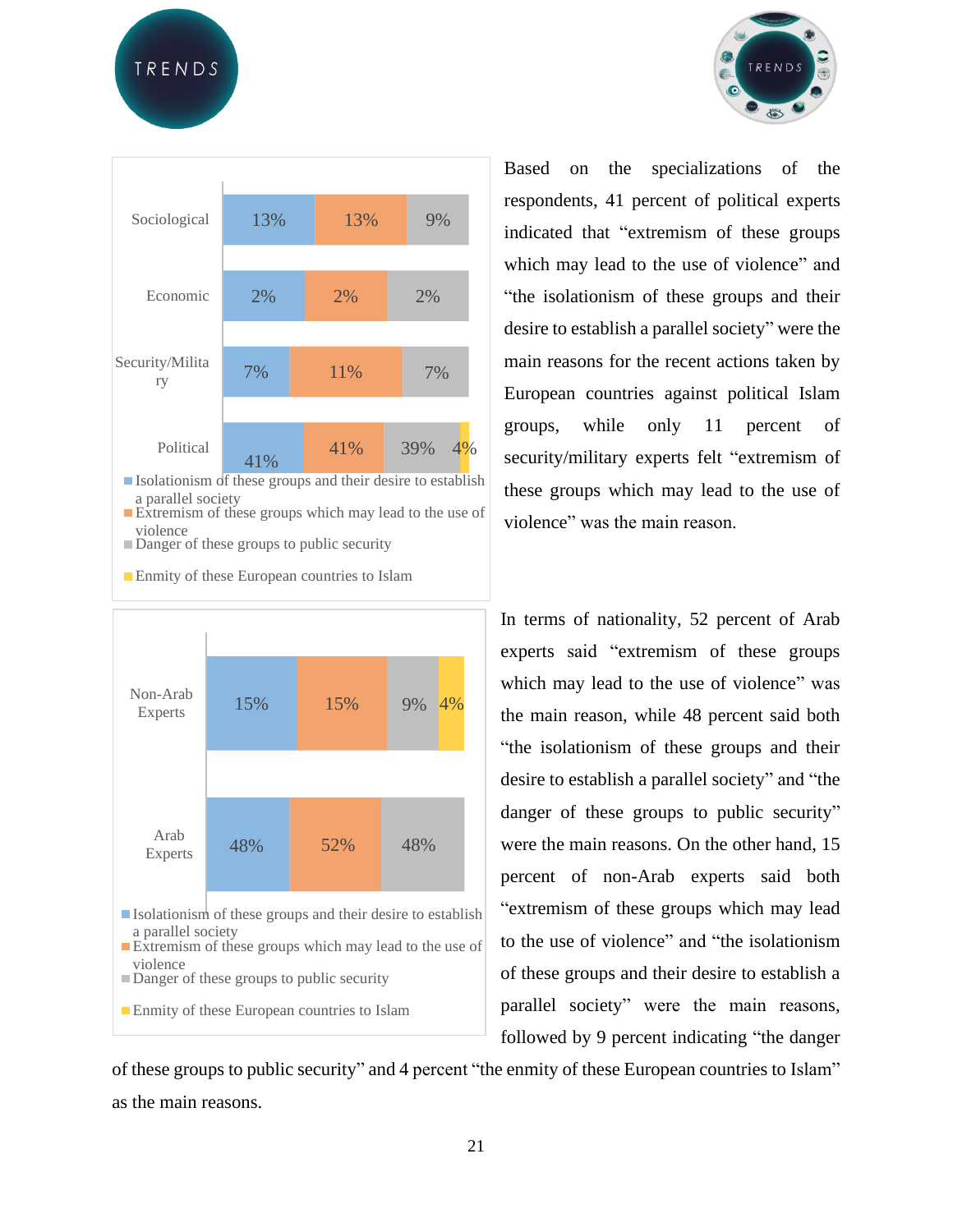| | Isolationism of these groups and their desire to establish a parallel society | Extremism of these groups which may lead to the use of violence | Danger of these groups to public security | Enmity of these European countries to Islam |
|---|---|---|---|---|
| Sociological | 13% | 13% | 9% | |
| Economic | 2% | 2% | 2% | |
| Security/Military | 7% | 11% | 7% | |
| Political | 41% | 41% | 39% | 4% |

Based on the specializations of the respondents, 41 percent of political experts indicated that "extremism of these groups which may lead to the use of violence" and "the isolationism of these groups and their desire to establish a parallel society" were the main reasons for the recent actions taken by European countries against political Islam groups, while only 11 percent of security/military experts felt "extremism of these groups which may lead to the use of violence" was the main reason.

| | Isolationism of these groups and their desire to establish a parallel society | Extremism of these groups which may lead to the use of violence | Danger of these groups to public security | Enmity of these European countries to Islam |
|---|---|---|---|---|
| Non-Arab Experts | 15% | 15% | 9% | 4% |
| Arab Experts | 48% | 52% | 48% | |

In terms of nationality, 52 percent of Arab experts said "extremism of these groups which may lead to the use of violence" was the main reason, while 48 percent said both "the isolationism of these groups and their desire to establish a parallel society" and "the danger of these groups to public security" were the main reasons. On the other hand, 15 percent of non-Arab experts said both "extremism of these groups which may lead to the use of violence" and "the isolationism of these groups and their desire to establish a parallel society" were the main reasons, followed by 9 percent indicating "the danger of these groups to public security" and 4 percent "the enmity of these European countries to Islam" as the main reasons.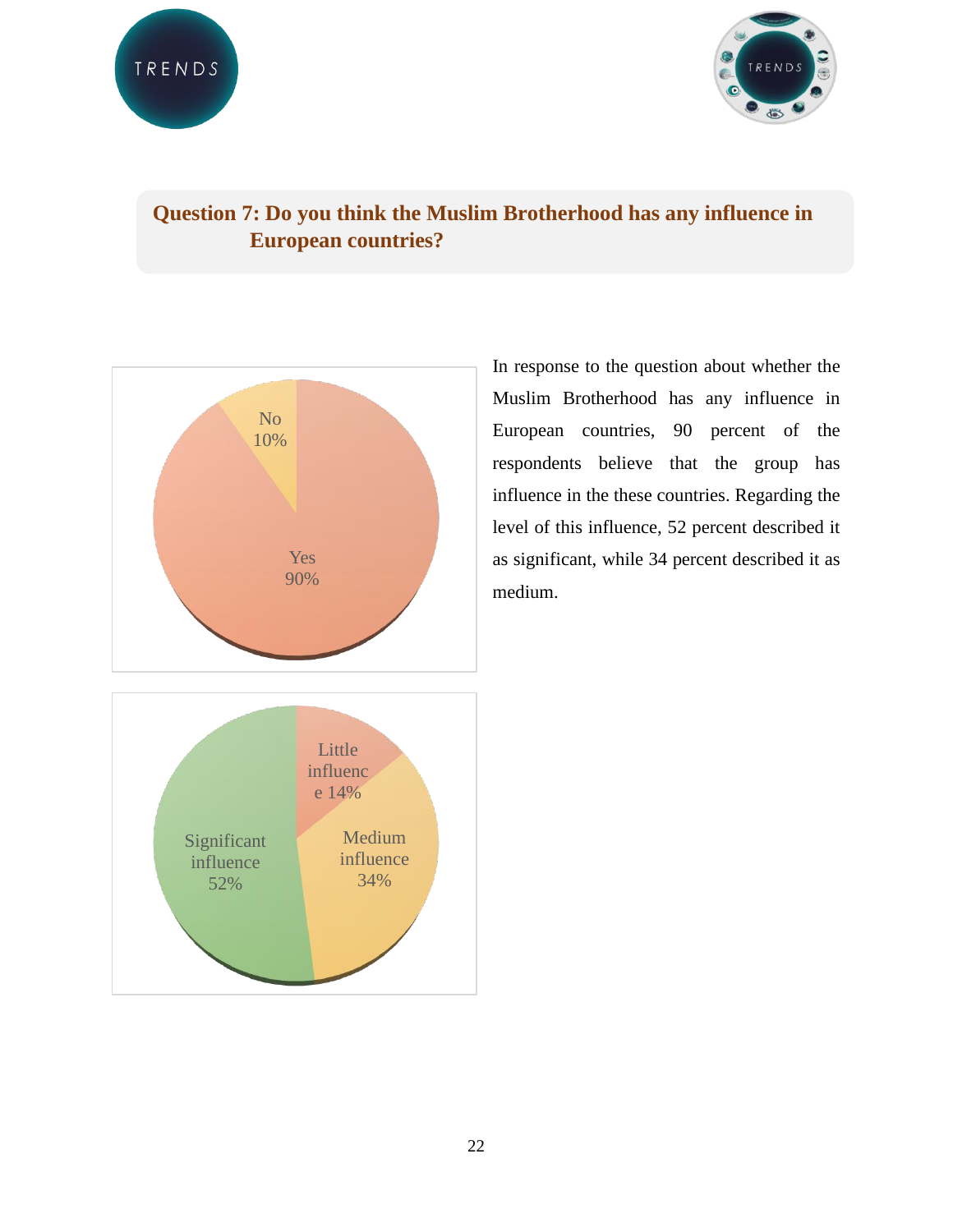**Question 7: Do you think the Muslim Brotherhood has any influence in European countries?**

In response to the question about whether the Muslim Brotherhood has any influence in European countries, 90 percent of the respondents believe that the group has influence in the these countries. Regarding the level of this influence, 52 percent described it as significant, while 34 percent described it as medium.

No 10%

Yes 90%

Little influence 14%

Medium influence 34%

Significant influence 52%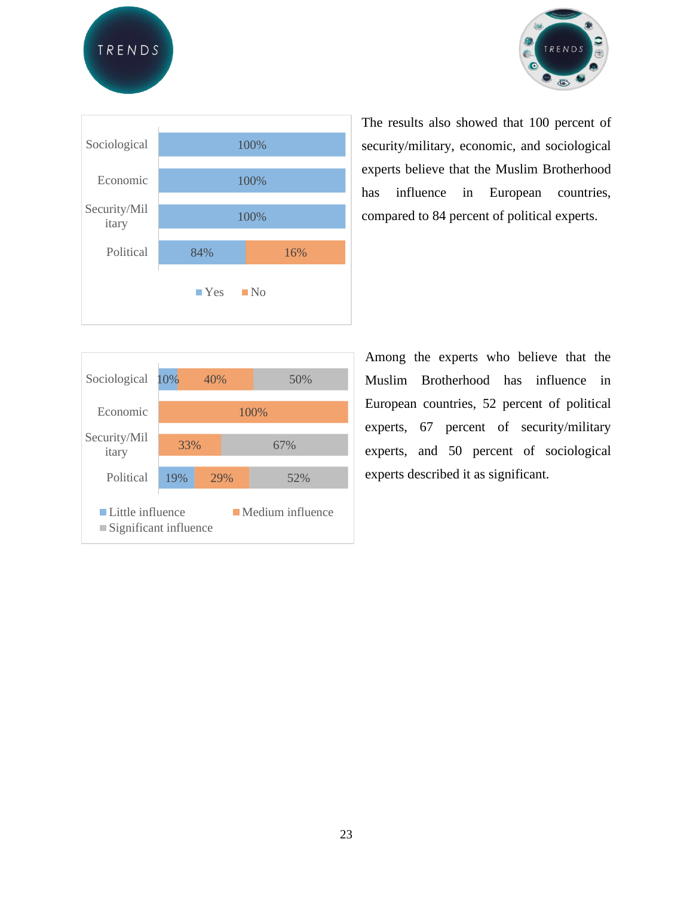| | Yes | No |
|---|---|---|
| Sociological | 100% | |
| Economic | 100% | |
| Security/Military | 100% | |
| Political | 84% | 16% |

The results also showed that 100 percent of security/military, economic, and sociological experts believe that the Muslim Brotherhood has influence in European countries, compared to 84 percent of political experts.

| | Little influence | Medium influence | Significant influence |
|---|---|---|---|
| Sociological | 10% | 40% | 50% |
| Economic | | 100% | |
| Security/Military | | 33% | 67% |
| Political | 19% | 29% | 52% |

Among the experts who believe that the Muslim Brotherhood has influence in European countries, 52 percent of political experts, 67 percent of security/military experts, and 50 percent of sociological experts described it as significant.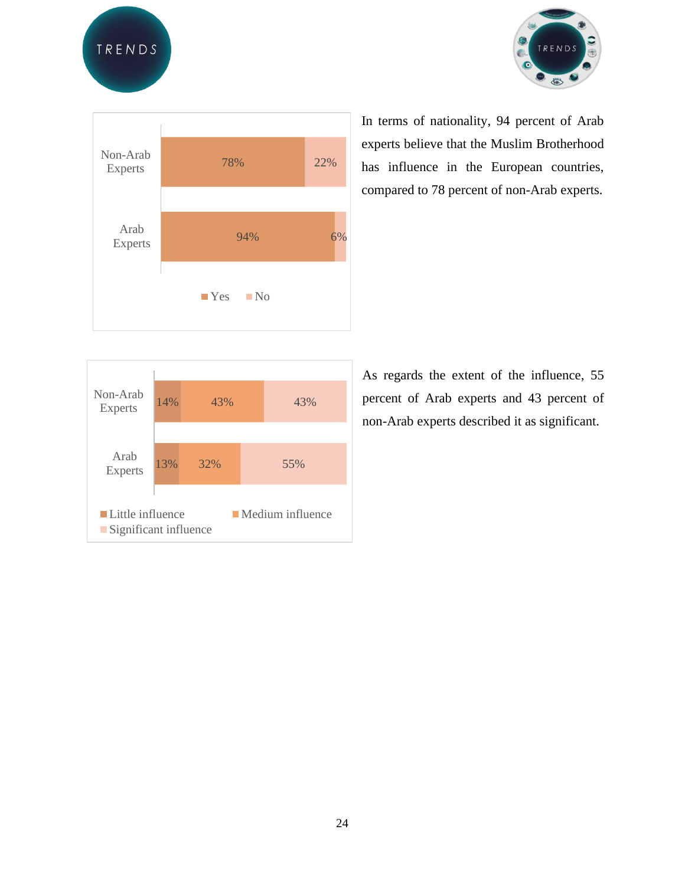| | Yes | No |
|---|---|---|
| Non-Arab Experts | 78% | 22% |
| Arab Experts | 94% | 6% |

In terms of nationality, 94 percent of Arab experts believe that the Muslim Brotherhood has influence in the European countries, compared to 78 percent of non-Arab experts.

| | Little influence | Medium influence | Significant influence |
|---|---|---|---|
| Non-Arab Experts | 14% | 43% | 43% |
| Arab Experts | 13% | 32% | 55% |

As regards the extent of the influence, 55 percent of Arab experts and 43 percent of non-Arab experts described it as significant.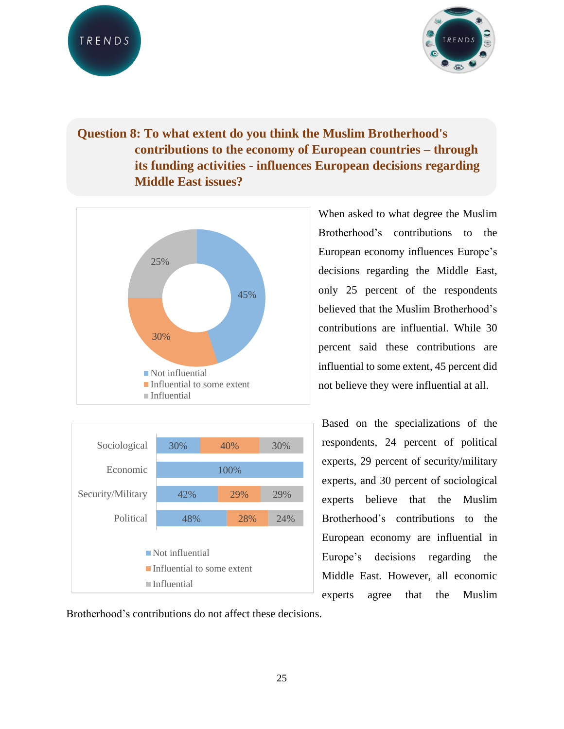**Question 8: To what extent do you think the Muslim Brotherhood's contributions to the economy of European countries – through its funding activities - influences European decisions regarding Middle East issues?**

| Response | Percentage |
|---|---|
| Not influential | 45% |
| Influential to some extent | 30% |
| Influential | 25% |

When asked to what degree the Muslim Brotherhood's contributions to the European economy influences Europe's decisions regarding the Middle East, only 25 percent of the respondents believed that the Muslim Brotherhood's contributions are influential. While 30 percent said these contributions are influential to some extent, 45 percent did not believe they were influential at all.

| | Not influential | Influential to some extent | Influential |
|---|---|---|---|
| Sociological | 30% | 40% | 30% |
| Economic | 100% | | |
| Security/Military | 42% | 29% | 29% |
| Political | 48% | 28% | 24% |

Based on the specializations of the respondents, 24 percent of political experts, 29 percent of security/military experts, and 30 percent of sociological experts believe that the Muslim Brotherhood's contributions to the European economy are influential in Europe's decisions regarding the Middle East. However, all economic experts agree that the Muslim Brotherhood's contributions do not affect these decisions.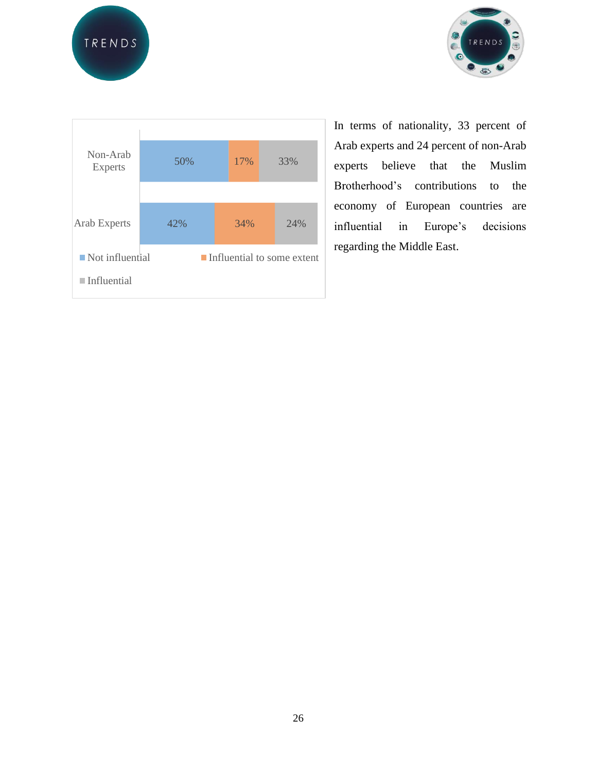| | Not influential | Influential to some extent | Influential |
|---|---|---|---|
| Non-Arab Experts | 50% | 17% | 33% |
| Arab Experts | 42% | 34% | 24% |

In terms of nationality, 33 percent of Arab experts and 24 percent of non-Arab experts believe that the Muslim Brotherhood's contributions to the economy of European countries are influential in Europe's decisions regarding the Middle East.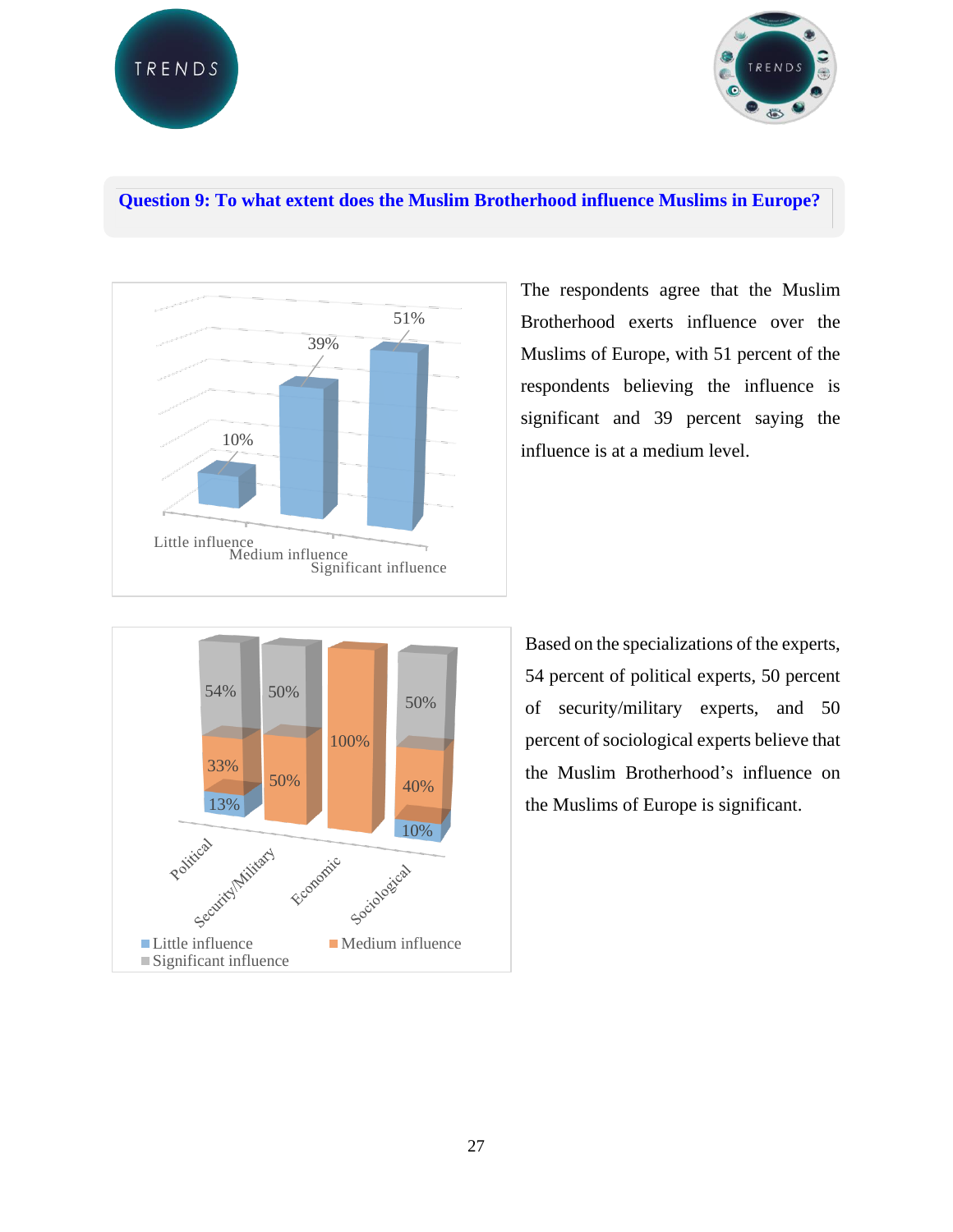**Question 9: To what extent does the Muslim Brotherhood influence Muslims in Europe?**

| Little influence | Medium influence | Significant influence |
|---|---|---|
| 10% | 39% | 51% |

The respondents agree that the Muslim Brotherhood exerts influence over the Muslims of Europe, with 51 percent of the respondents believing the influence is significant and 39 percent saying the influence is at a medium level.

| | Little influence | Medium influence | Significant influence |
|---|---|---|---|
| Political | 13% | 33% | 54% |
| Security/Military | | 50% | 50% |
| Economic | | 100% | |
| Sociological | 10% | 40% | 50% |

Based on the specializations of the experts, 54 percent of political experts, 50 percent of security/military experts, and 50 percent of sociological experts believe that the Muslim Brotherhood's influence on the Muslims of Europe is significant.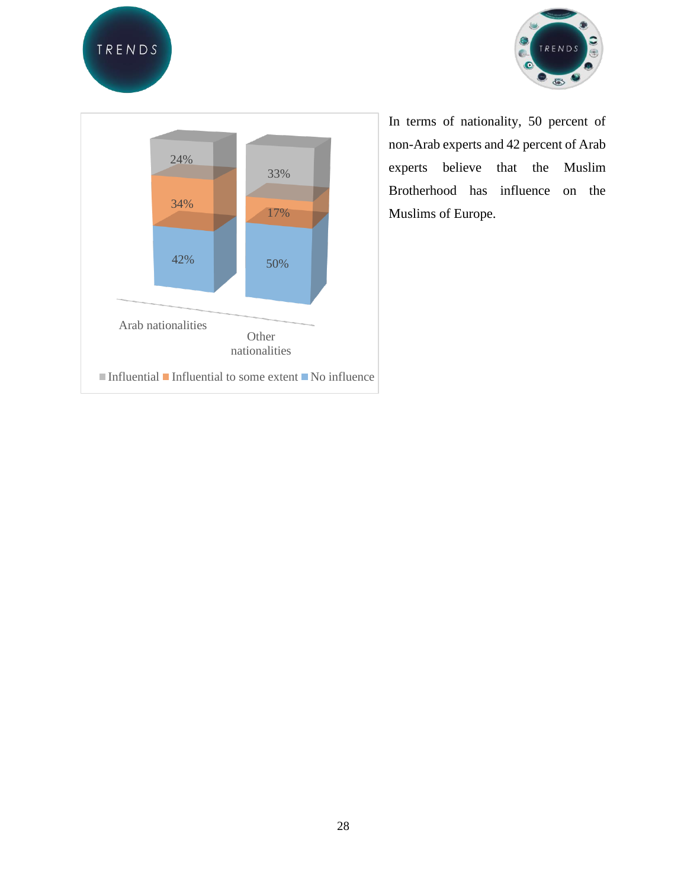| | Arab nationalities | Other nationalities |
|---|---|---|
| Influential | 24% | 33% |
| Influential to some extent | 34% | 17% |
| No influence | 42% | 50% |

In terms of nationality, 50 percent of non-Arab experts and 42 percent of Arab experts believe that the Muslim Brotherhood has influence on the Muslims of Europe.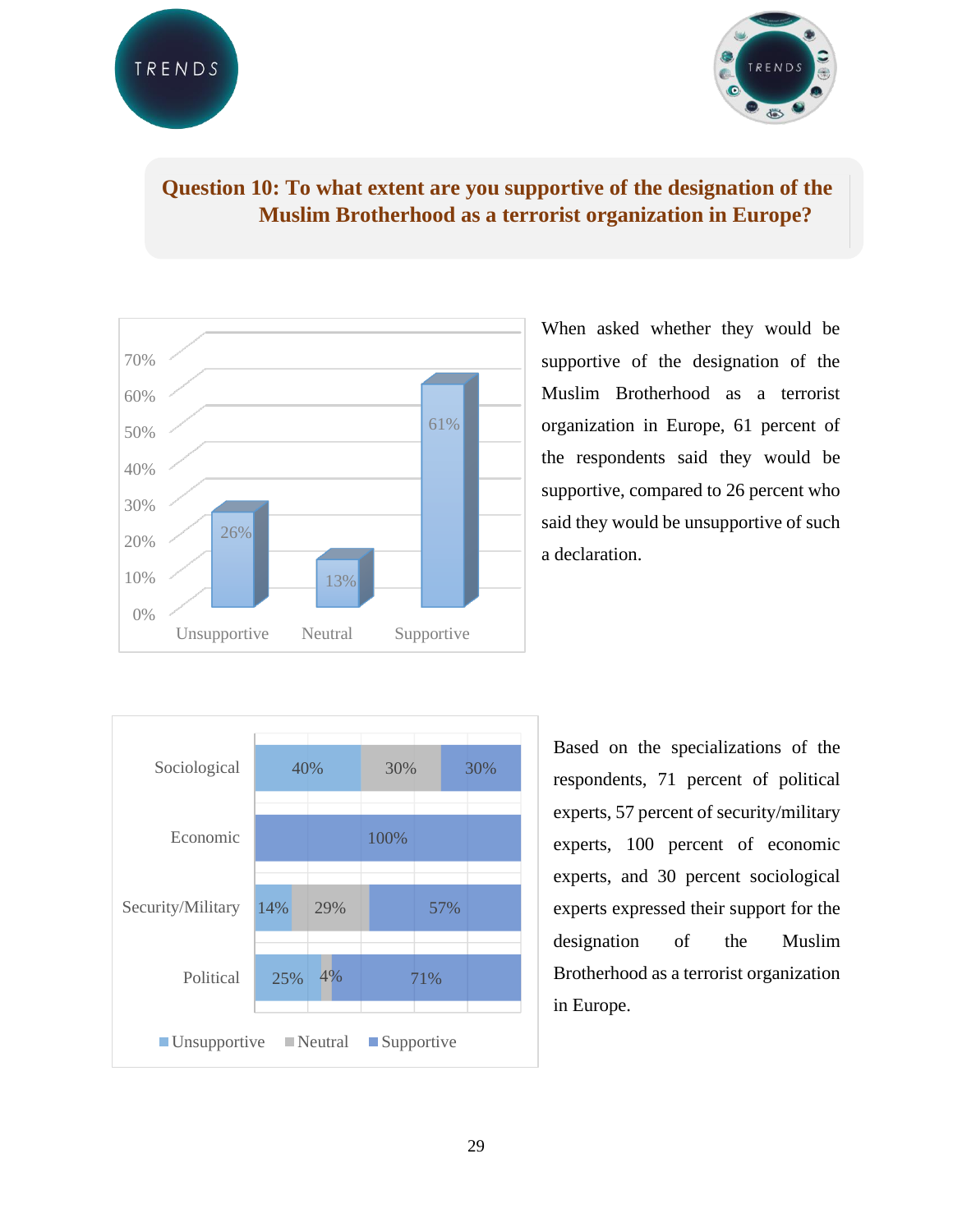## Question 10: To what extent are you supportive of the designation of the Muslim Brotherhood as a terrorist organization in Europe?

| | Unsupportive | Neutral | Supportive |
|---|---|---|---|
| All respondents | 26% | 13% | 61% |

When asked whether they would be supportive of the designation of the Muslim Brotherhood as a terrorist organization in Europe, 61 percent of the respondents said they would be supportive, compared to 26 percent who said they would be unsupportive of such a declaration.

| | Unsupportive | Neutral | Supportive |
|---|---|---|---|
| Sociological | 40% | 30% | 30% |
| Economic | | | 100% |
| Security/Military | 14% | 29% | 57% |
| Political | 25% | 4% | 71% |

Based on the specializations of the respondents, 71 percent of political experts, 57 percent of security/military experts, 100 percent of economic experts, and 30 percent sociological experts expressed their support for the designation of the Muslim Brotherhood as a terrorist organization in Europe.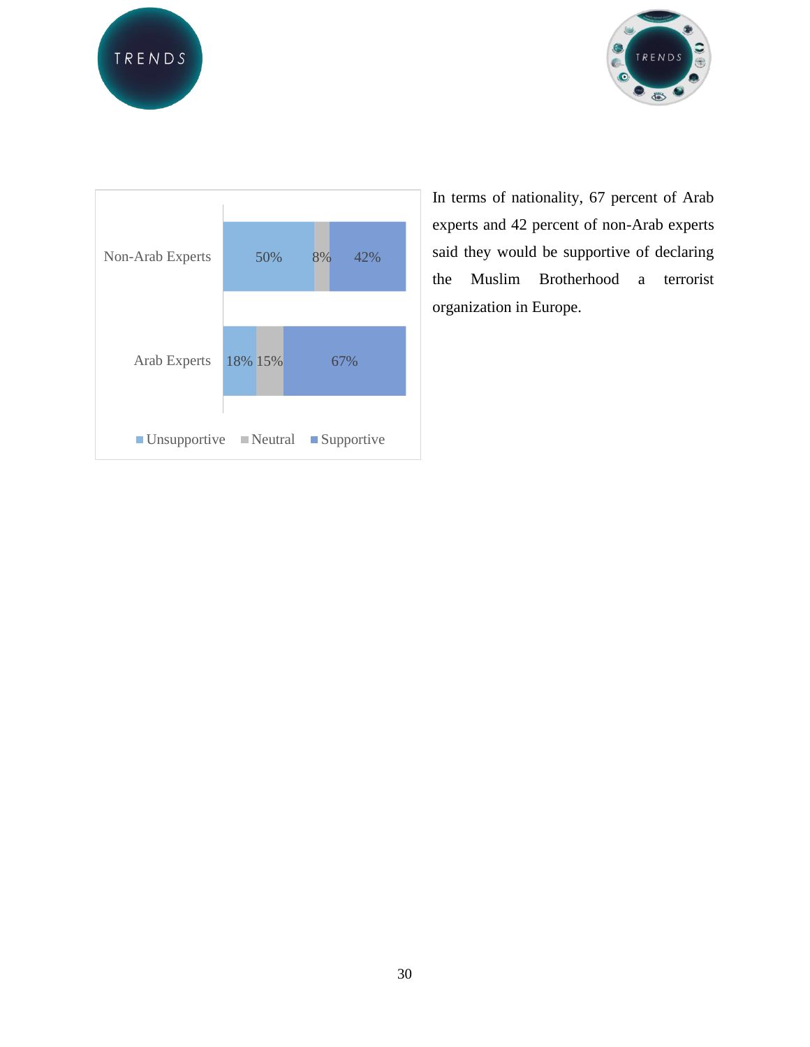| | Unsupportive | Neutral | Supportive |
|---|---|---|---|
| Non-Arab Experts | 50% | 8% | 42% |
| Arab Experts | 18% | 15% | 67% |

In terms of nationality, 67 percent of Arab experts and 42 percent of non-Arab experts said they would be supportive of declaring the Muslim Brotherhood a terrorist organization in Europe.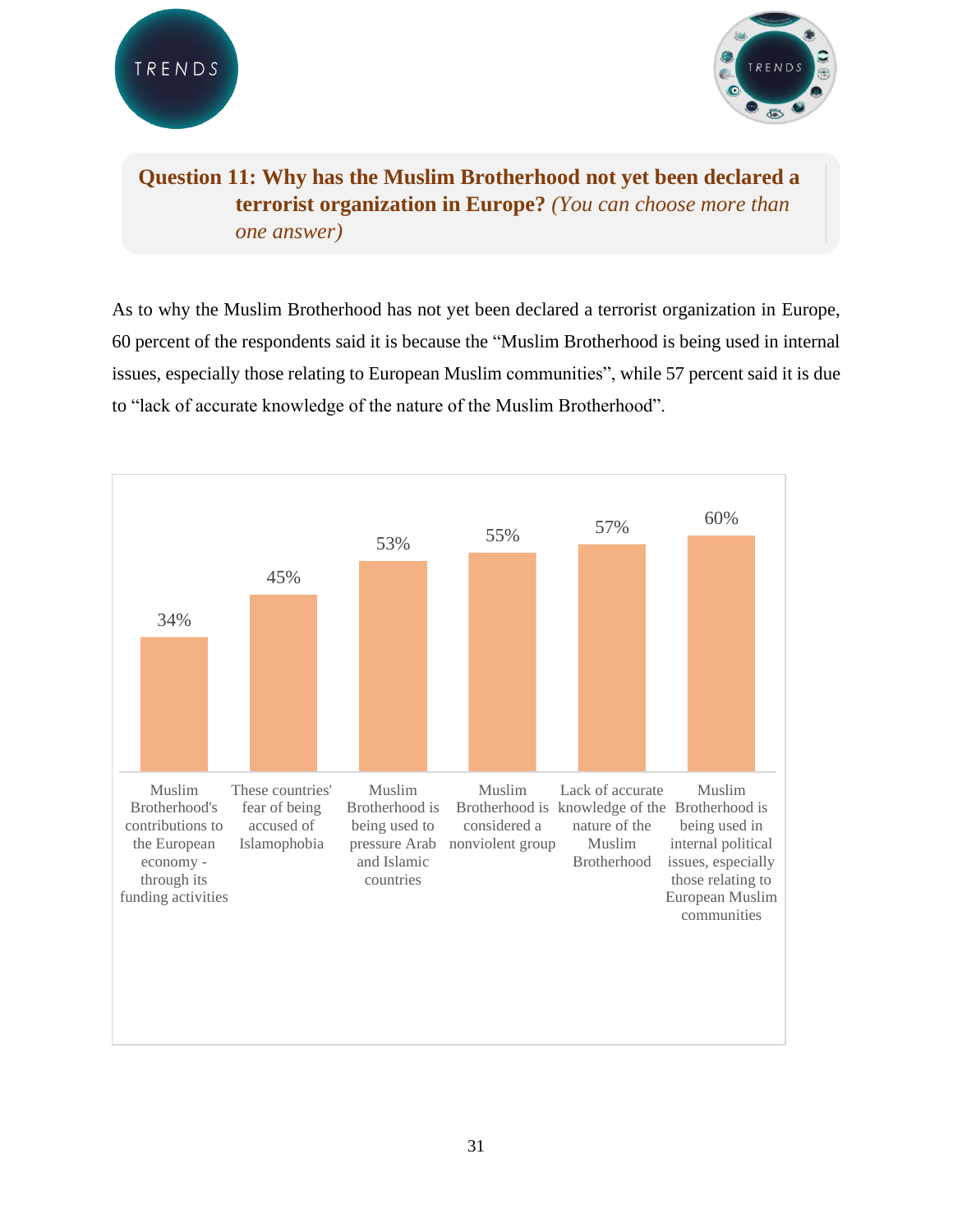**Question 11: Why has the Muslim Brotherhood not yet been declared a terrorist organization in Europe?** *(You can choose more than one answer)*

As to why the Muslim Brotherhood has not yet been declared a terrorist organization in Europe, 60 percent of the respondents said it is because the "Muslim Brotherhood is being used in internal issues, especially those relating to European Muslim communities", while 57 percent said it is due to "lack of accurate knowledge of the nature of the Muslim Brotherhood".

| Response | Percentage |
|---|---|
| Muslim Brotherhood's contributions to the European economy - through its funding activities | 34% |
| These countries' fear of being accused of Islamophobia | 45% |
| Muslim Brotherhood is being used to pressure Arab and Islamic countries | 53% |
| Muslim Brotherhood is considered a nonviolent group | 55% |
| Lack of accurate knowledge of the nature of the Muslim Brotherhood | 57% |
| Muslim Brotherhood is being used in internal political issues, especially those relating to European Muslim communities | 60% |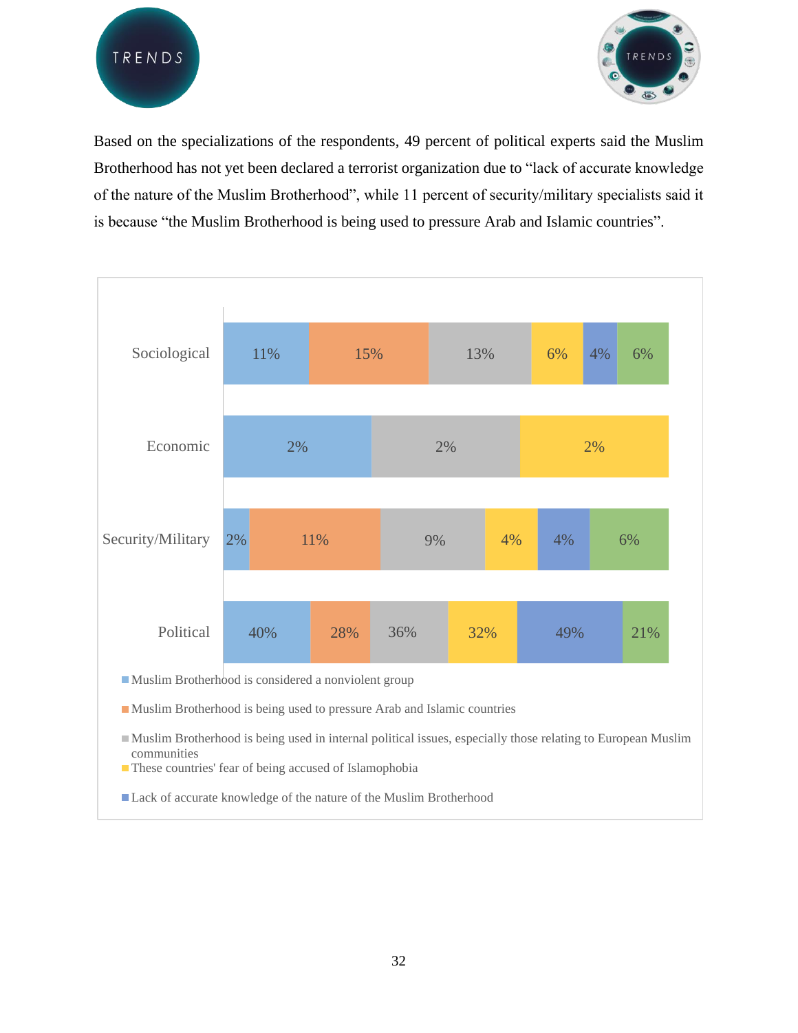Based on the specializations of the respondents, 49 percent of political experts said the Muslim Brotherhood has not yet been declared a terrorist organization due to "lack of accurate knowledge of the nature of the Muslim Brotherhood", while 11 percent of security/military specialists said it is because "the Muslim Brotherhood is being used to pressure Arab and Islamic countries".

| | Muslim Brotherhood is considered a nonviolent group | Muslim Brotherhood is being used to pressure Arab and Islamic countries | Muslim Brotherhood is being used in internal political issues, especially those relating to European Muslim communities | These countries' fear of being accused of Islamophobia | Lack of accurate knowledge of the nature of the Muslim Brotherhood | (unlabeled) |
|---|---|---|---|---|---|---|
| Sociological | 11% | 15% | 13% | 6% | 4% | 6% |
| Economic | 2% | | 2% | 2% | | |
| Security/Military | 2% | 11% | 9% | 4% | 4% | 6% |
| Political | 40% | 28% | 36% | 32% | 49% | 21% |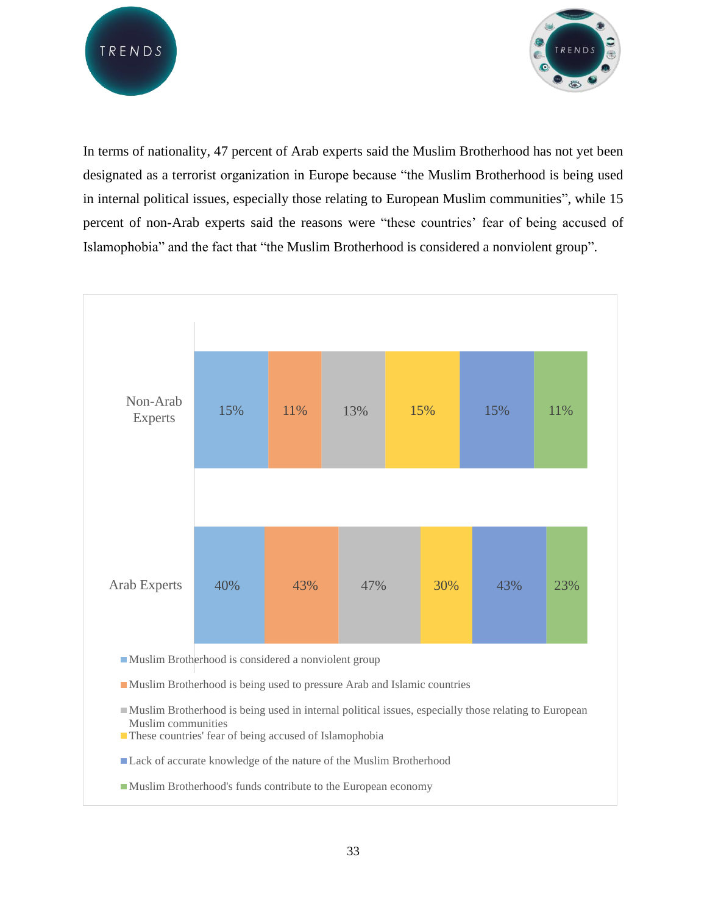In terms of nationality, 47 percent of Arab experts said the Muslim Brotherhood has not yet been designated as a terrorist organization in Europe because "the Muslim Brotherhood is being used in internal political issues, especially those relating to European Muslim communities", while 15 percent of non-Arab experts said the reasons were "these countries' fear of being accused of Islamophobia" and the fact that "the Muslim Brotherhood is considered a nonviolent group".

Non-Arab Experts

15% 11% 13% 15% 15% 11%

Arab Experts

40% 43% 47% 30% 43% 23%

- Muslim Brotherhood is considered a nonviolent group
- Muslim Brotherhood is being used to pressure Arab and Islamic countries
- Muslim Brotherhood is being used in internal political issues, especially those relating to European Muslim communities
- These countries' fear of being accused of Islamophobia
- Lack of accurate knowledge of the nature of the Muslim Brotherhood
- Muslim Brotherhood's funds contribute to the European economy